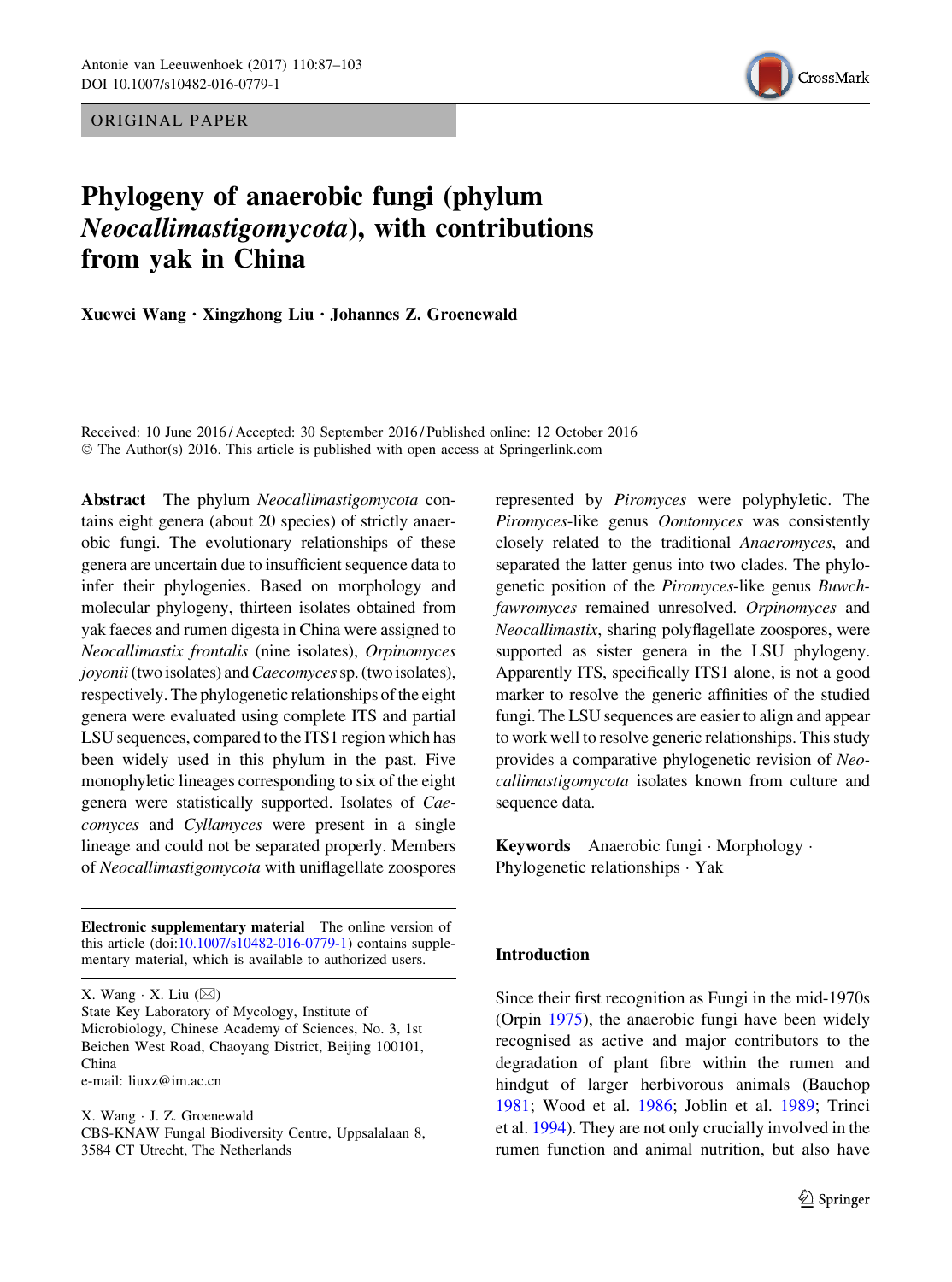ORIGINAL PAPER

# Phylogeny of anaerobic fungi (phylum *Neocallimastigomycota*), with contributions from yak in China

**Xuewei Wang · Xingzhong Liu · Johannes Z. Groenewald**

Received: 10 June 2016 / Accepted: 30 September 2016 / Published online: 12 October 2016
© The Author(s) 2016. This article is published with open access at Springerlink.com

**Abstract** The phylum *Neocallimastigomycota* contains eight genera (about 20 species) of strictly anaerobic fungi. The evolutionary relationships of these genera are uncertain due to insufficient sequence data to infer their phylogenies. Based on morphology and molecular phylogeny, thirteen isolates obtained from yak faeces and rumen digesta in China were assigned to *Neocallimastix frontalis* (nine isolates), *Orpinomyces joyonii* (two isolates) and *Caecomyces* sp. (two isolates), respectively. The phylogenetic relationships of the eight genera were evaluated using complete ITS and partial LSU sequences, compared to the ITS1 region which has been widely used in this phylum in the past. Five monophyletic lineages corresponding to six of the eight genera were statistically supported. Isolates of *Caecomyces* and *Cyllamyces* were present in a single lineage and could not be separated properly. Members of *Neocallimastigomycota* with uniflagellate zoospores represented by *Piromyces* were polyphyletic. The *Piromyces*-like genus *Oontomyces* was consistently closely related to the traditional *Anaeromyces*, and separated the latter genus into two clades. The phylogenetic position of the *Piromyces*-like genus *Buwchfawromyces* remained unresolved. *Orpinomyces* and *Neocallimastix*, sharing polyflagellate zoospores, were supported as sister genera in the LSU phylogeny. Apparently ITS, specifically ITS1 alone, is not a good marker to resolve the generic affinities of the studied fungi. The LSU sequences are easier to align and appear to work well to resolve generic relationships. This study provides a comparative phylogenetic revision of *Neocallimastigomycota* isolates known from culture and sequence data.

**Keywords** Anaerobic fungi · Morphology · Phylogenetic relationships · Yak

**Electronic supplementary material** The online version of this article (doi:10.1007/s10482-016-0779-1) contains supplementary material, which is available to authorized users.

X. Wang · X. Liu (✉)
State Key Laboratory of Mycology, Institute of Microbiology, Chinese Academy of Sciences, No. 3, 1st Beichen West Road, Chaoyang District, Beijing 100101, China
e-mail: liuxz@im.ac.cn

X. Wang · J. Z. Groenewald
CBS-KNAW Fungal Biodiversity Centre, Uppsalalaan 8, 3584 CT Utrecht, The Netherlands

## Introduction

Since their first recognition as Fungi in the mid-1970s (Orpin 1975), the anaerobic fungi have been widely recognised as active and major contributors to the degradation of plant fibre within the rumen and hindgut of larger herbivorous animals (Bauchop 1981; Wood et al. 1986; Joblin et al. 1989; Trinci et al. 1994). They are not only crucially involved in the rumen function and animal nutrition, but also have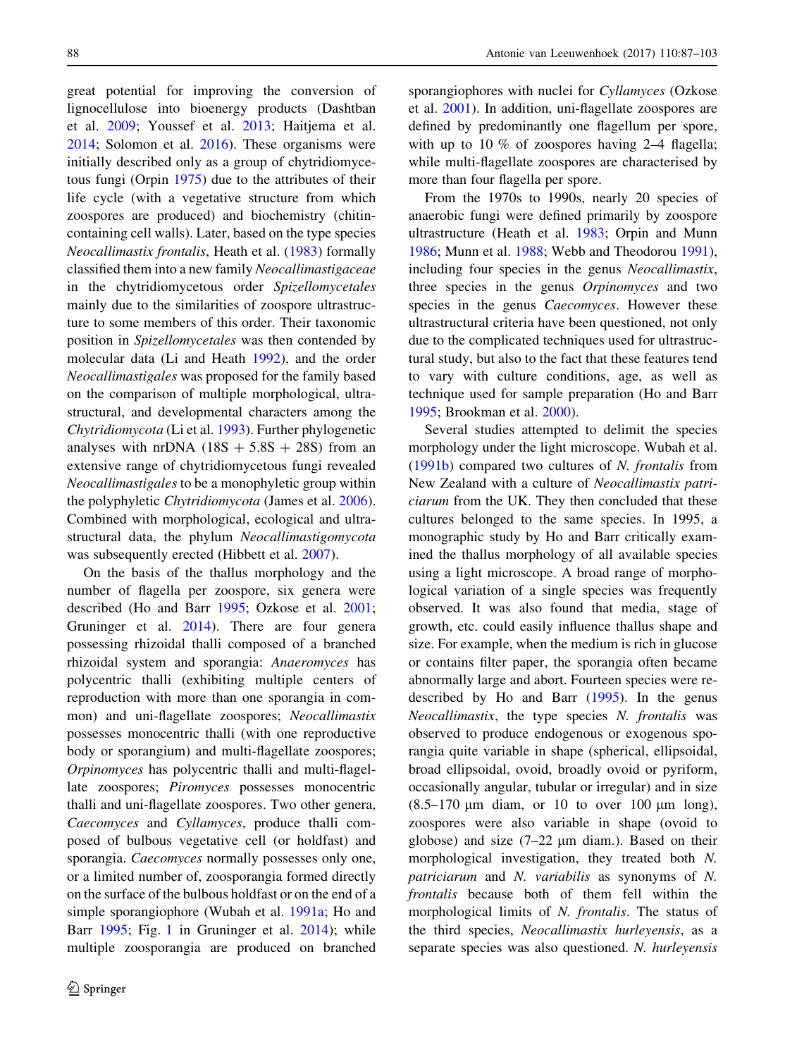great potential for improving the conversion of lignocellulose into bioenergy products (Dashtban et al. 2009; Youssef et al. 2013; Haitjema et al. 2014; Solomon et al. 2016). These organisms were initially described only as a group of chytridiomycetous fungi (Orpin 1975) due to the attributes of their life cycle (with a vegetative structure from which zoospores are produced) and biochemistry (chitin-containing cell walls). Later, based on the type species *Neocallimastix frontalis*, Heath et al. (1983) formally classified them into a new family *Neocallimastigaceae* in the chytridiomycetous order *Spizellomycetales* mainly due to the similarities of zoospore ultrastructure to some members of this order. Their taxonomic position in *Spizellomycetales* was then contended by molecular data (Li and Heath 1992), and the order *Neocallimastigales* was proposed for the family based on the comparison of multiple morphological, ultrastructural, and developmental characters among the *Chytridiomycota* (Li et al. 1993). Further phylogenetic analyses with nrDNA (18S + 5.8S + 28S) from an extensive range of chytridiomycetous fungi revealed *Neocallimastigales* to be a monophyletic group within the polyphyletic *Chytridiomycota* (James et al. 2006). Combined with morphological, ecological and ultrastructural data, the phylum *Neocallimastigomycota* was subsequently erected (Hibbett et al. 2007).

On the basis of the thallus morphology and the number of flagella per zoospore, six genera were described (Ho and Barr 1995; Ozkose et al. 2001; Gruninger et al. 2014). There are four genera possessing rhizoidal thalli composed of a branched rhizoidal system and sporangia: *Anaeromyces* has polycentric thalli (exhibiting multiple centers of reproduction with more than one sporangia in common) and uni-flagellate zoospores; *Neocallimastix* possesses monocentric thalli (with one reproductive body or sporangium) and multi-flagellate zoospores; *Orpinomyces* has polycentric thalli and multi-flagellate zoospores; *Piromyces* possesses monocentric thalli and uni-flagellate zoospores. Two other genera, *Caecomyces* and *Cyllamyces*, produce thalli composed of bulbous vegetative cell (or holdfast) and sporangia. *Caecomyces* normally possesses only one, or a limited number of, zoosporangia formed directly on the surface of the bulbous holdfast or on the end of a simple sporangiophore (Wubah et al. 1991a; Ho and Barr 1995; Fig. 1 in Gruninger et al. 2014); while multiple zoosporangia are produced on branched sporangiophores with nuclei for *Cyllamyces* (Ozkose et al. 2001). In addition, uni-flagellate zoospores are defined by predominantly one flagellum per spore, with up to 10 % of zoospores having 2–4 flagella; while multi-flagellate zoospores are characterised by more than four flagella per spore.

From the 1970s to 1990s, nearly 20 species of anaerobic fungi were defined primarily by zoospore ultrastructure (Heath et al. 1983; Orpin and Munn 1986; Munn et al. 1988; Webb and Theodorou 1991), including four species in the genus *Neocallimastix*, three species in the genus *Orpinomyces* and two species in the genus *Caecomyces*. However these ultrastructural criteria have been questioned, not only due to the complicated techniques used for ultrastructural study, but also to the fact that these features tend to vary with culture conditions, age, as well as technique used for sample preparation (Ho and Barr 1995; Brookman et al. 2000).

Several studies attempted to delimit the species morphology under the light microscope. Wubah et al. (1991b) compared two cultures of *N. frontalis* from New Zealand with a culture of *Neocallimastix patriciarum* from the UK. They then concluded that these cultures belonged to the same species. In 1995, a monographic study by Ho and Barr critically examined the thallus morphology of all available species using a light microscope. A broad range of morphological variation of a single species was frequently observed. It was also found that media, stage of growth, etc. could easily influence thallus shape and size. For example, when the medium is rich in glucose or contains filter paper, the sporangia often became abnormally large and abort. Fourteen species were re-described by Ho and Barr (1995). In the genus *Neocallimastix*, the type species *N. frontalis* was observed to produce endogenous or exogenous sporangia quite variable in shape (spherical, ellipsoidal, broad ellipsoidal, ovoid, broadly ovoid or pyriform, occasionally angular, tubular or irregular) and in size (8.5–170 μm diam, or 10 to over 100 μm long), zoospores were also variable in shape (ovoid to globose) and size (7–22 μm diam.). Based on their morphological investigation, they treated both *N. patriciarum* and *N. variabilis* as synonyms of *N. frontalis* because both of them fell within the morphological limits of *N. frontalis*. The status of the third species, *Neocallimastix hurleyensis*, as a separate species was also questioned. *N. hurleyensis*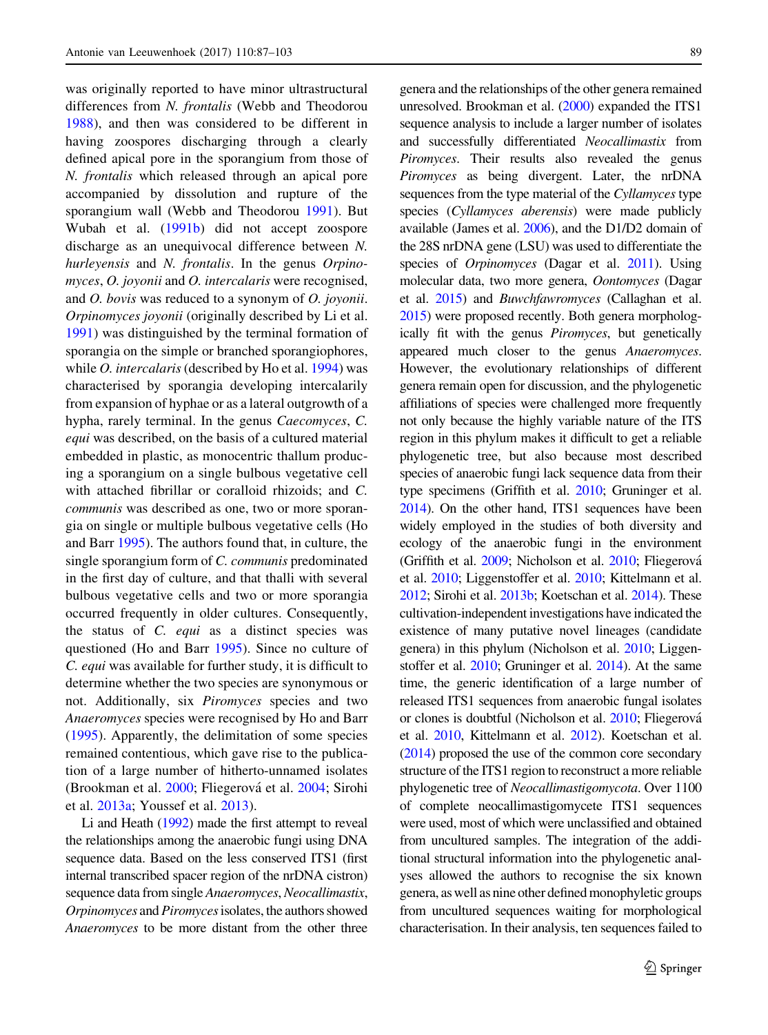was originally reported to have minor ultrastructural differences from *N. frontalis* (Webb and Theodorou 1988), and then was considered to be different in having zoospores discharging through a clearly defined apical pore in the sporangium from those of *N. frontalis* which released through an apical pore accompanied by dissolution and rupture of the sporangium wall (Webb and Theodorou 1991). But Wubah et al. (1991b) did not accept zoospore discharge as an unequivocal difference between *N. hurleyensis* and *N. frontalis*. In the genus *Orpinomyces*, *O. joyonii* and *O. intercalaris* were recognised, and *O. bovis* was reduced to a synonym of *O. joyonii*. *Orpinomyces joyonii* (originally described by Li et al. 1991) was distinguished by the terminal formation of sporangia on the simple or branched sporangiophores, while *O. intercalaris* (described by Ho et al. 1994) was characterised by sporangia developing intercalarily from expansion of hyphae or as a lateral outgrowth of a hypha, rarely terminal. In the genus *Caecomyces*, *C. equi* was described, on the basis of a cultured material embedded in plastic, as monocentric thallum producing a sporangium on a single bulbous vegetative cell with attached fibrillar or coralloid rhizoids; and *C. communis* was described as one, two or more sporangia on single or multiple bulbous vegetative cells (Ho and Barr 1995). The authors found that, in culture, the single sporangium form of *C. communis* predominated in the first day of culture, and that thalli with several bulbous vegetative cells and two or more sporangia occurred frequently in older cultures. Consequently, the status of *C. equi* as a distinct species was questioned (Ho and Barr 1995). Since no culture of *C. equi* was available for further study, it is difficult to determine whether the two species are synonymous or not. Additionally, six *Piromyces* species and two *Anaeromyces* species were recognised by Ho and Barr (1995). Apparently, the delimitation of some species remained contentious, which gave rise to the publication of a large number of hitherto-unnamed isolates (Brookman et al. 2000; Fliegerová et al. 2004; Sirohi et al. 2013a; Youssef et al. 2013).

Li and Heath (1992) made the first attempt to reveal the relationships among the anaerobic fungi using DNA sequence data. Based on the less conserved ITS1 (first internal transcribed spacer region of the nrDNA cistron) sequence data from single *Anaeromyces*, *Neocallimastix*, *Orpinomyces* and *Piromyces* isolates, the authors showed *Anaeromyces* to be more distant from the other three genera and the relationships of the other genera remained unresolved. Brookman et al. (2000) expanded the ITS1 sequence analysis to include a larger number of isolates and successfully differentiated *Neocallimastix* from *Piromyces*. Their results also revealed the genus *Piromyces* as being divergent. Later, the nrDNA sequences from the type material of the *Cyllamyces* type species (*Cyllamyces aberensis*) were made publicly available (James et al. 2006), and the D1/D2 domain of the 28S nrDNA gene (LSU) was used to differentiate the species of *Orpinomyces* (Dagar et al. 2011). Using molecular data, two more genera, *Oontomyces* (Dagar et al. 2015) and *Buwchfawromyces* (Callaghan et al. 2015) were proposed recently. Both genera morphologically fit with the genus *Piromyces*, but genetically appeared much closer to the genus *Anaeromyces*. However, the evolutionary relationships of different genera remain open for discussion, and the phylogenetic affiliations of species were challenged more frequently not only because the highly variable nature of the ITS region in this phylum makes it difficult to get a reliable phylogenetic tree, but also because most described species of anaerobic fungi lack sequence data from their type specimens (Griffith et al. 2010; Gruninger et al. 2014). On the other hand, ITS1 sequences have been widely employed in the studies of both diversity and ecology of the anaerobic fungi in the environment (Griffith et al. 2009; Nicholson et al. 2010; Fliegerová et al. 2010; Liggenstoffer et al. 2010; Kittelmann et al. 2012; Sirohi et al. 2013b; Koetschan et al. 2014). These cultivation-independent investigations have indicated the existence of many putative novel lineages (candidate genera) in this phylum (Nicholson et al. 2010; Liggenstoffer et al. 2010; Gruninger et al. 2014). At the same time, the generic identification of a large number of released ITS1 sequences from anaerobic fungal isolates or clones is doubtful (Nicholson et al. 2010; Fliegerová et al. 2010, Kittelmann et al. 2012). Koetschan et al. (2014) proposed the use of the common core secondary structure of the ITS1 region to reconstruct a more reliable phylogenetic tree of *Neocallimastigomycota*. Over 1100 of complete neocallimastigomycete ITS1 sequences were used, most of which were unclassified and obtained from uncultured samples. The integration of the additional structural information into the phylogenetic analyses allowed the authors to recognise the six known genera, as well as nine other defined monophyletic groups from uncultured sequences waiting for morphological characterisation. In their analysis, ten sequences failed to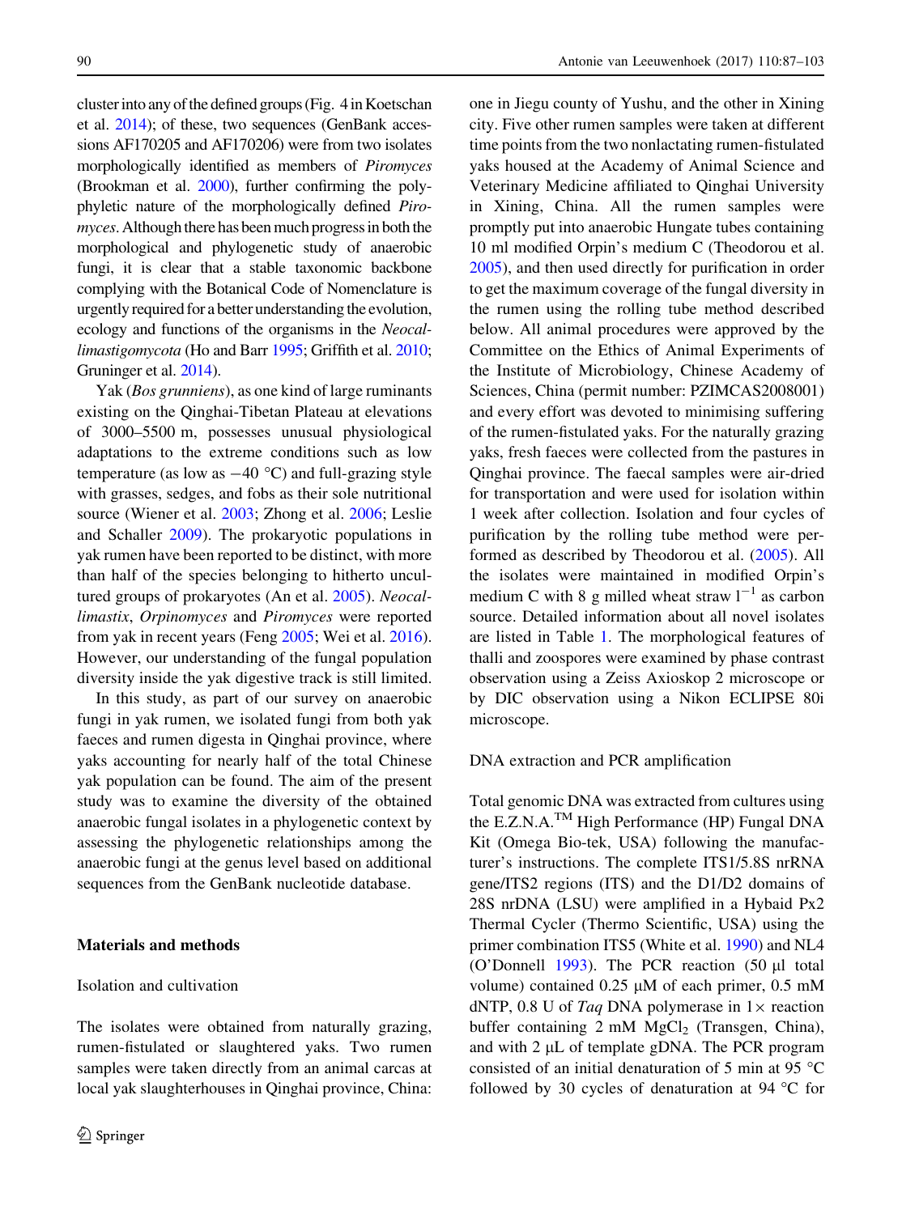cluster into any of the defined groups (Fig. 4 in Koetschan et al. 2014); of these, two sequences (GenBank accessions AF170205 and AF170206) were from two isolates morphologically identified as members of *Piromyces* (Brookman et al. 2000), further confirming the polyphyletic nature of the morphologically defined *Piromyces*. Although there has been much progress in both the morphological and phylogenetic study of anaerobic fungi, it is clear that a stable taxonomic backbone complying with the Botanical Code of Nomenclature is urgently required for a better understanding the evolution, ecology and functions of the organisms in the *Neocallimastigomycota* (Ho and Barr 1995; Griffith et al. 2010; Gruninger et al. 2014).

Yak (*Bos grunniens*), as one kind of large ruminants existing on the Qinghai-Tibetan Plateau at elevations of 3000–5500 m, possesses unusual physiological adaptations to the extreme conditions such as low temperature (as low as −40 °C) and full-grazing style with grasses, sedges, and fobs as their sole nutritional source (Wiener et al. 2003; Zhong et al. 2006; Leslie and Schaller 2009). The prokaryotic populations in yak rumen have been reported to be distinct, with more than half of the species belonging to hitherto uncultured groups of prokaryotes (An et al. 2005). *Neocallimastix*, *Orpinomyces* and *Piromyces* were reported from yak in recent years (Feng 2005; Wei et al. 2016). However, our understanding of the fungal population diversity inside the yak digestive track is still limited.

In this study, as part of our survey on anaerobic fungi in yak rumen, we isolated fungi from both yak faeces and rumen digesta in Qinghai province, where yaks accounting for nearly half of the total Chinese yak population can be found. The aim of the present study was to examine the diversity of the obtained anaerobic fungal isolates in a phylogenetic context by assessing the phylogenetic relationships among the anaerobic fungi at the genus level based on additional sequences from the GenBank nucleotide database.

## Materials and methods

### Isolation and cultivation

The isolates were obtained from naturally grazing, rumen-fistulated or slaughtered yaks. Two rumen samples were taken directly from an animal carcas at local yak slaughterhouses in Qinghai province, China: one in Jiegu county of Yushu, and the other in Xining city. Five other rumen samples were taken at different time points from the two nonlactating rumen-fistulated yaks housed at the Academy of Animal Science and Veterinary Medicine affiliated to Qinghai University in Xining, China. All the rumen samples were promptly put into anaerobic Hungate tubes containing 10 ml modified Orpin's medium C (Theodorou et al. 2005), and then used directly for purification in order to get the maximum coverage of the fungal diversity in the rumen using the rolling tube method described below. All animal procedures were approved by the Committee on the Ethics of Animal Experiments of the Institute of Microbiology, Chinese Academy of Sciences, China (permit number: PZIMCAS2008001) and every effort was devoted to minimising suffering of the rumen-fistulated yaks. For the naturally grazing yaks, fresh faeces were collected from the pastures in Qinghai province. The faecal samples were air-dried for transportation and were used for isolation within 1 week after collection. Isolation and four cycles of purification by the rolling tube method were performed as described by Theodorou et al. (2005). All the isolates were maintained in modified Orpin's medium C with 8 g milled wheat straw $l^{-1}$ as carbon source. Detailed information about all novel isolates are listed in Table 1. The morphological features of thalli and zoospores were examined by phase contrast observation using a Zeiss Axioskop 2 microscope or by DIC observation using a Nikon ECLIPSE 80i microscope.

### DNA extraction and PCR amplification

Total genomic DNA was extracted from cultures using the E.Z.N.A.™ High Performance (HP) Fungal DNA Kit (Omega Bio-tek, USA) following the manufacturer's instructions. The complete ITS1/5.8S nrRNA gene/ITS2 regions (ITS) and the D1/D2 domains of 28S nrDNA (LSU) were amplified in a Hybaid Px2 Thermal Cycler (Thermo Scientific, USA) using the primer combination ITS5 (White et al. 1990) and NL4 (O'Donnell 1993). The PCR reaction (50 µl total volume) contained 0.25 µM of each primer, 0.5 mM dNTP, 0.8 U of *Taq* DNA polymerase in 1× reaction buffer containing 2 mM $MgCl_2$ (Transgen, China), and with 2 µL of template gDNA. The PCR program consisted of an initial denaturation of 5 min at 95 °C followed by 30 cycles of denaturation at 94 °C for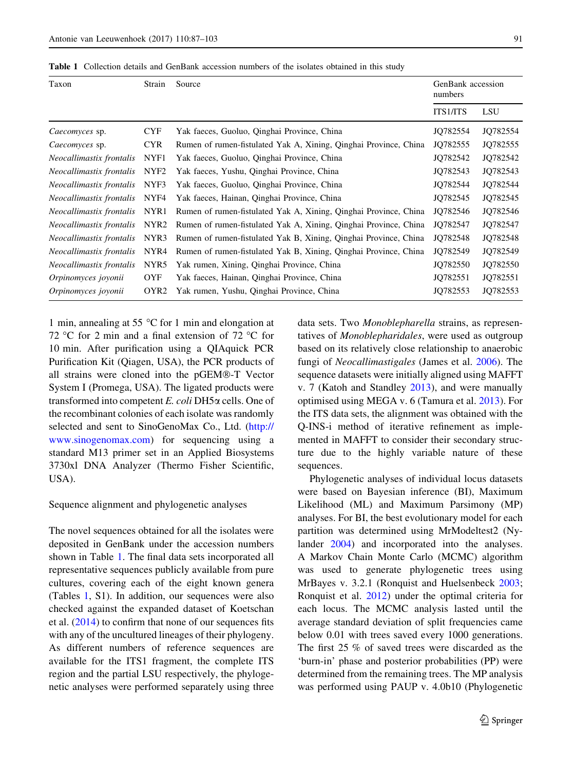**Table 1** Collection details and GenBank accession numbers of the isolates obtained in this study

| Taxon | Strain | Source | GenBank accession numbers | |
|---|---|---|---|---|
| | | | ITS1/ITS | LSU |
| *Caecomyces* sp. | CYF | Yak faeces, Guoluo, Qinghai Province, China | JQ782554 | JQ782554 |
| *Caecomyces* sp. | CYR | Rumen of rumen-fistulated Yak A, Xining, Qinghai Province, China | JQ782555 | JQ782555 |
| *Neocallimastix frontalis* | NYF1 | Yak faeces, Guoluo, Qinghai Province, China | JQ782542 | JQ782542 |
| *Neocallimastix frontalis* | NYF2 | Yak faeces, Yushu, Qinghai Province, China | JQ782543 | JQ782543 |
| *Neocallimastix frontalis* | NYF3 | Yak faeces, Guoluo, Qinghai Province, China | JQ782544 | JQ782544 |
| *Neocallimastix frontalis* | NYF4 | Yak faeces, Hainan, Qinghai Province, China | JQ782545 | JQ782545 |
| *Neocallimastix frontalis* | NYR1 | Rumen of rumen-fistulated Yak A, Xining, Qinghai Province, China | JQ782546 | JQ782546 |
| *Neocallimastix frontalis* | NYR2 | Rumen of rumen-fistulated Yak A, Xining, Qinghai Province, China | JQ782547 | JQ782547 |
| *Neocallimastix frontalis* | NYR3 | Rumen of rumen-fistulated Yak B, Xining, Qinghai Province, China | JQ782548 | JQ782548 |
| *Neocallimastix frontalis* | NYR4 | Rumen of rumen-fistulated Yak B, Xining, Qinghai Province, China | JQ782549 | JQ782549 |
| *Neocallimastix frontalis* | NYR5 | Yak rumen, Xining, Qinghai Province, China | JQ782550 | JQ782550 |
| *Orpinomyces joyonii* | OYF | Yak faeces, Hainan, Qinghai Province, China | JQ782551 | JQ782551 |
| *Orpinomyces joyonii* | OYR2 | Yak rumen, Yushu, Qinghai Province, China | JQ782553 | JQ782553 |

1 min, annealing at 55 °C for 1 min and elongation at 72 °C for 2 min and a final extension of 72 °C for 10 min. After purification using a QIAquick PCR Purification Kit (Qiagen, USA), the PCR products of all strains were cloned into the pGEM®-T Vector System I (Promega, USA). The ligated products were transformed into competent *E. coli* DH5α cells. One of the recombinant colonies of each isolate was randomly selected and sent to SinoGenoMax Co., Ltd. (http://www.sinogenomax.com) for sequencing using a standard M13 primer set in an Applied Biosystems 3730xl DNA Analyzer (Thermo Fisher Scientific, USA).

Sequence alignment and phylogenetic analyses

The novel sequences obtained for all the isolates were deposited in GenBank under the accession numbers shown in Table 1. The final data sets incorporated all representative sequences publicly available from pure cultures, covering each of the eight known genera (Tables 1, S1). In addition, our sequences were also checked against the expanded dataset of Koetschan et al. (2014) to confirm that none of our sequences fits with any of the uncultured lineages of their phylogeny. As different numbers of reference sequences are available for the ITS1 fragment, the complete ITS region and the partial LSU respectively, the phylogenetic analyses were performed separately using three data sets. Two *Monoblepharella* strains, as representatives of *Monoblepharidales*, were used as outgroup based on its relatively close relationship to anaerobic fungi of *Neocallimastigales* (James et al. 2006). The sequence datasets were initially aligned using MAFFT v. 7 (Katoh and Standley 2013), and were manually optimised using MEGA v. 6 (Tamura et al. 2013). For the ITS data sets, the alignment was obtained with the Q-INS-i method of iterative refinement as implemented in MAFFT to consider their secondary structure due to the highly variable nature of these sequences.

Phylogenetic analyses of individual locus datasets were based on Bayesian inference (BI), Maximum Likelihood (ML) and Maximum Parsimony (MP) analyses. For BI, the best evolutionary model for each partition was determined using MrModeltest2 (Nylander 2004) and incorporated into the analyses. A Markov Chain Monte Carlo (MCMC) algorithm was used to generate phylogenetic trees using MrBayes v. 3.2.1 (Ronquist and Huelsenbeck 2003; Ronquist et al. 2012) under the optimal criteria for each locus. The MCMC analysis lasted until the average standard deviation of split frequencies came below 0.01 with trees saved every 1000 generations. The first 25 % of saved trees were discarded as the 'burn-in' phase and posterior probabilities (PP) were determined from the remaining trees. The MP analysis was performed using PAUP v. 4.0b10 (Phylogenetic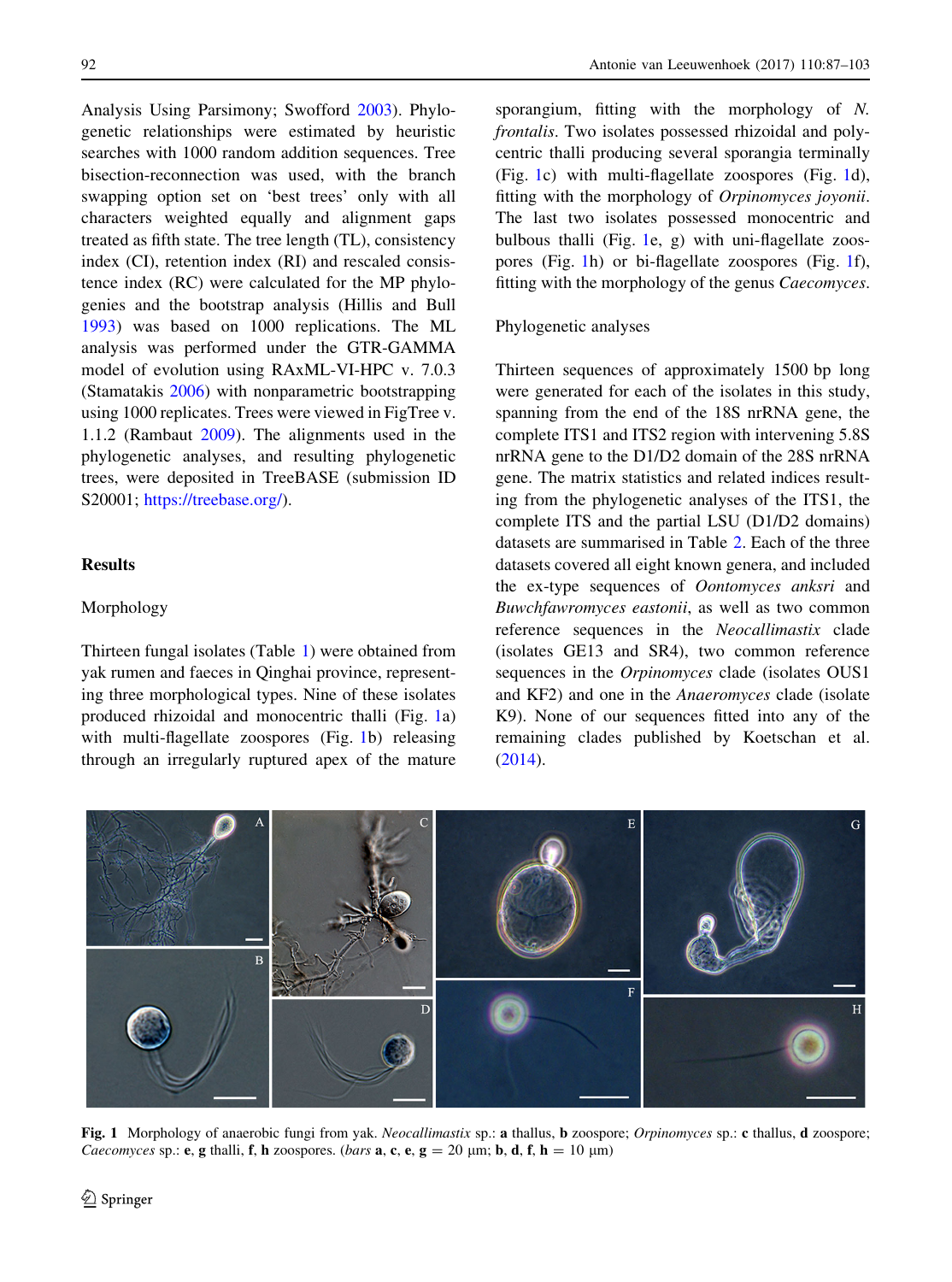Analysis Using Parsimony; Swofford 2003). Phylogenetic relationships were estimated by heuristic searches with 1000 random addition sequences. Tree bisection-reconnection was used, with the branch swapping option set on 'best trees' only with all characters weighted equally and alignment gaps treated as fifth state. The tree length (TL), consistency index (CI), retention index (RI) and rescaled consistence index (RC) were calculated for the MP phylogenies and the bootstrap analysis (Hillis and Bull 1993) was based on 1000 replications. The ML analysis was performed under the GTR-GAMMA model of evolution using RAxML-VI-HPC v. 7.0.3 (Stamatakis 2006) with nonparametric bootstrapping using 1000 replicates. Trees were viewed in FigTree v. 1.1.2 (Rambaut 2009). The alignments used in the phylogenetic analyses, and resulting phylogenetic trees, were deposited in TreeBASE (submission ID S20001; https://treebase.org/).

## Results

### Morphology

Thirteen fungal isolates (Table 1) were obtained from yak rumen and faeces in Qinghai province, representing three morphological types. Nine of these isolates produced rhizoidal and monocentric thalli (Fig. 1a) with multi-flagellate zoospores (Fig. 1b) releasing through an irregularly ruptured apex of the mature sporangium, fitting with the morphology of *N. frontalis*. Two isolates possessed rhizoidal and polycentric thalli producing several sporangia terminally (Fig. 1c) with multi-flagellate zoospores (Fig. 1d), fitting with the morphology of *Orpinomyces joyonii*. The last two isolates possessed monocentric and bulbous thalli (Fig. 1e, g) with uni-flagellate zoospores (Fig. 1h) or bi-flagellate zoospores (Fig. 1f), fitting with the morphology of the genus *Caecomyces*.

### Phylogenetic analyses

Thirteen sequences of approximately 1500 bp long were generated for each of the isolates in this study, spanning from the end of the 18S nrRNA gene, the complete ITS1 and ITS2 region with intervening 5.8S nrRNA gene to the D1/D2 domain of the 28S nrRNA gene. The matrix statistics and related indices resulting from the phylogenetic analyses of the ITS1, the complete ITS and the partial LSU (D1/D2 domains) datasets are summarised in Table 2. Each of the three datasets covered all eight known genera, and included the ex-type sequences of *Oontomyces anksri* and *Buwchfawromyces eastonii*, as well as two common reference sequences in the *Neocallimastix* clade (isolates GE13 and SR4), two common reference sequences in the *Orpinomyces* clade (isolates OUS1 and KF2) and one in the *Anaeromyces* clade (isolate K9). None of our sequences fitted into any of the remaining clades published by Koetschan et al. (2014).

**Fig. 1** Morphology of anaerobic fungi from yak. *Neocallimastix* sp.: **a** thallus, **b** zoospore; *Orpinomyces* sp.: **c** thallus, **d** zoospore; *Caecomyces* sp.: **e**, **g** thalli, **f**, **h** zoospores. (*bars* **a**, **c**, **e**, **g** = 20 μm; **b**, **d**, **f**, **h** = 10 μm)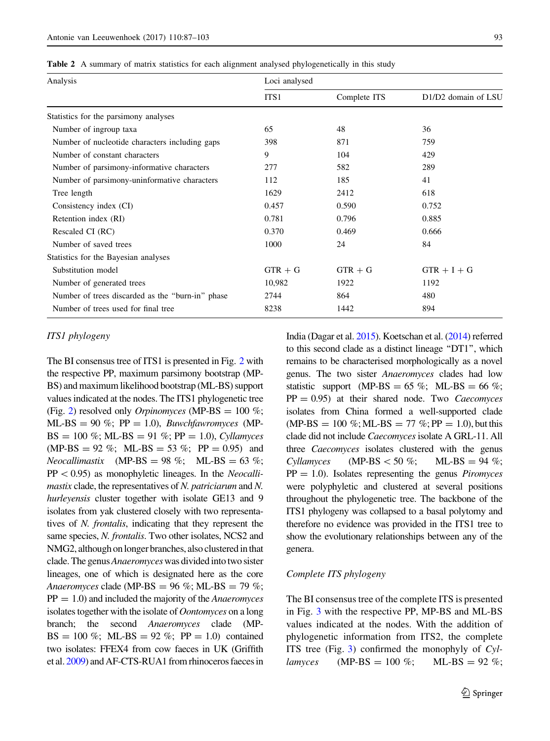**Table 2** A summary of matrix statistics for each alignment analysed phylogenetically in this study

| Analysis | Loci analysed | | |
|---|---|---|---|
| | ITS1 | Complete ITS | D1/D2 domain of LSU |
| Statistics for the parsimony analyses | | | |
| Number of ingroup taxa | 65 | 48 | 36 |
| Number of nucleotide characters including gaps | 398 | 871 | 759 |
| Number of constant characters | 9 | 104 | 429 |
| Number of parsimony-informative characters | 277 | 582 | 289 |
| Number of parsimony-uninformative characters | 112 | 185 | 41 |
| Tree length | 1629 | 2412 | 618 |
| Consistency index (CI) | 0.457 | 0.590 | 0.752 |
| Retention index (RI) | 0.781 | 0.796 | 0.885 |
| Rescaled CI (RC) | 0.370 | 0.469 | 0.666 |
| Number of saved trees | 1000 | 24 | 84 |
| Statistics for the Bayesian analyses | | | |
| Substitution model | GTR + G | GTR + G | GTR + I + G |
| Number of generated trees | 10,982 | 1922 | 1192 |
| Number of trees discarded as the "burn-in" phase | 2744 | 864 | 480 |
| Number of trees used for final tree | 8238 | 1442 | 894 |

### *ITS1 phylogeny*

The BI consensus tree of ITS1 is presented in Fig. 2 with the respective PP, maximum parsimony bootstrap (MP-BS) and maximum likelihood bootstrap (ML-BS) support values indicated at the nodes. The ITS1 phylogenetic tree (Fig. 2) resolved only *Orpinomyces* (MP-BS = 100 %; ML-BS = 90 %; PP = 1.0), *Buwchfawromyces* (MP-BS = 100 %; ML-BS = 91 %; PP = 1.0), *Cyllamyces* (MP-BS = 92 %; ML-BS = 53 %; PP = 0.95) and *Neocallimastix* (MP-BS = 98 %; ML-BS = 63 %; PP < 0.95) as monophyletic lineages. In the *Neocallimastix* clade, the representatives of *N. patriciarum* and *N. hurleyensis* cluster together with isolate GE13 and 9 isolates from yak clustered closely with two representatives of *N. frontalis*, indicating that they represent the same species, *N. frontalis*. Two other isolates, NCS2 and NMG2, although on longer branches, also clustered in that clade. The genus *Anaeromyces* was divided into two sister lineages, one of which is designated here as the core *Anaeromyces* clade (MP-BS = 96 %; ML-BS = 79 %; PP = 1.0) and included the majority of the *Anaeromyces* isolates together with the isolate of *Oontomyces* on a long branch; the second *Anaeromyces* clade (MP-BS = 100 %; ML-BS = 92 %; PP = 1.0) contained two isolates: FFEX4 from cow faeces in UK (Griffith et al. 2009) and AF-CTS-RUA1 from rhinoceros faeces in India (Dagar et al. 2015). Koetschan et al. (2014) referred to this second clade as a distinct lineage "DT1", which remains to be characterised morphologically as a novel genus. The two sister *Anaeromyces* clades had low statistic support (MP-BS = 65 %; ML-BS = 66 %; PP = 0.95) at their shared node. Two *Caecomyces* isolates from China formed a well-supported clade (MP-BS = 100 %; ML-BS = 77 %; PP = 1.0), but this clade did not include *Caecomyces* isolate A GRL-11. All three *Caecomyces* isolates clustered with the genus *Cyllamyces* (MP-BS < 50 %; ML-BS = 94 %; PP = 1.0). Isolates representing the genus *Piromyces* were polyphyletic and clustered at several positions throughout the phylogenetic tree. The backbone of the ITS1 phylogeny was collapsed to a basal polytomy and therefore no evidence was provided in the ITS1 tree to show the evolutionary relationships between any of the genera.

### *Complete ITS phylogeny*

The BI consensus tree of the complete ITS is presented in Fig. 3 with the respective PP, MP-BS and ML-BS values indicated at the nodes. With the addition of phylogenetic information from ITS2, the complete ITS tree (Fig. 3) confirmed the monophyly of *Cyllamyces* (MP-BS = 100 %; ML-BS = 92 %;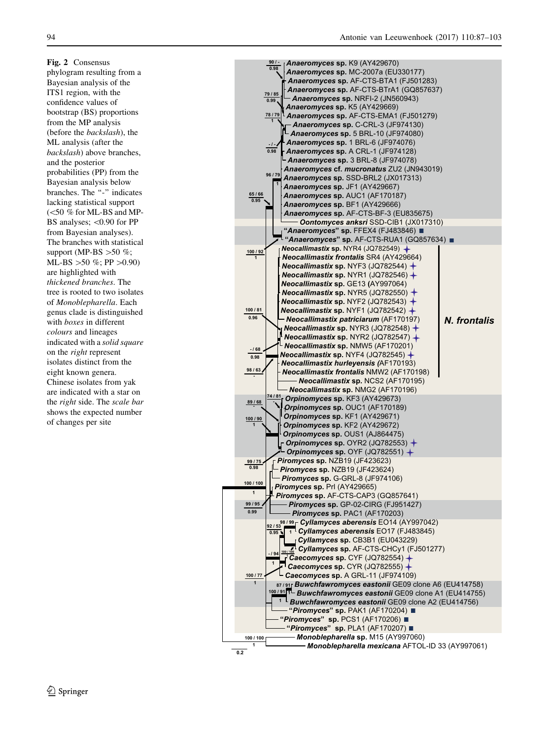**Fig. 2** Consensus phylogram resulting from a Bayesian analysis of the ITS1 region, with the confidence values of bootstrap (BS) proportions from the MP analysis (before the *backslash*), the ML analysis (after the *backslash*) above branches, and the posterior probabilities (PP) from the Bayesian analysis below branches. The "-" indicates lacking statistical support (<50 % for ML-BS and MP-BS analyses; <0.90 for PP from Bayesian analyses). The branches with statistical support (MP-BS >50 %; ML-BS >50 %; PP >0.90) are highlighted with *thickened branches*. The tree is rooted to two isolates of *Monoblepharella*. Each genus clade is distinguished with *boxes* in different *colours* and lineages indicated with a *solid square* on the *right* represent isolates distinct from the eight known genera. Chinese isolates from yak are indicated with a star on the *right* side. The *scale bar* shows the expected number of changes per site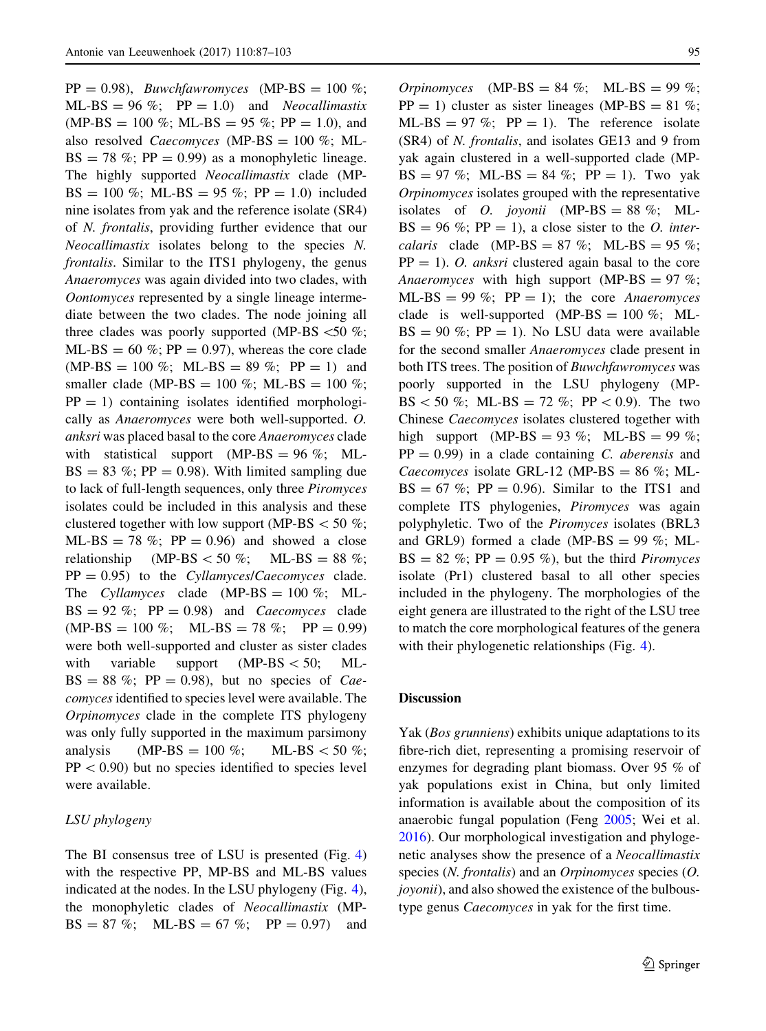PP = 0.98), *Buwchfawromyces* (MP-BS = 100 %; ML-BS = 96 %; PP = 1.0) and *Neocallimastix* (MP-BS = 100 %; ML-BS = 95 %; PP = 1.0), and also resolved *Caecomyces* (MP-BS = 100 %; ML-BS = 78 %; PP = 0.99) as a monophyletic lineage. The highly supported *Neocallimastix* clade (MP-BS = 100 %; ML-BS = 95 %; PP = 1.0) included nine isolates from yak and the reference isolate (SR4) of *N. frontalis*, providing further evidence that our *Neocallimastix* isolates belong to the species *N. frontalis*. Similar to the ITS1 phylogeny, the genus *Anaeromyces* was again divided into two clades, with *Oontomyces* represented by a single lineage intermediate between the two clades. The node joining all three clades was poorly supported (MP-BS <50 %; ML-BS = 60 %; PP = 0.97), whereas the core clade (MP-BS = 100 %; ML-BS = 89 %; PP = 1) and smaller clade (MP-BS = 100 %; ML-BS = 100 %; PP = 1) containing isolates identified morphologically as *Anaeromyces* were both well-supported. *O. anksri* was placed basal to the core *Anaeromyces* clade with statistical support (MP-BS = 96 %; ML-BS = 83 %; PP = 0.98). With limited sampling due to lack of full-length sequences, only three *Piromyces* isolates could be included in this analysis and these clustered together with low support (MP-BS < 50 %; ML-BS = 78 %; PP = 0.96) and showed a close relationship (MP-BS < 50 %; ML-BS = 88 %; PP = 0.95) to the *Cyllamyces*/*Caecomyces* clade. The *Cyllamyces* clade (MP-BS = 100 %; ML-BS = 92 %; PP = 0.98) and *Caecomyces* clade (MP-BS = 100 %; ML-BS = 78 %; PP = 0.99) were both well-supported and cluster as sister clades with variable support (MP-BS < 50; ML-BS = 88 %; PP = 0.98), but no species of *Caecomyces* identified to species level were available. The *Orpinomyces* clade in the complete ITS phylogeny was only fully supported in the maximum parsimony analysis (MP-BS = 100 %; ML-BS < 50 %; PP < 0.90) but no species identified to species level were available.

### LSU phylogeny

The BI consensus tree of LSU is presented (Fig. 4) with the respective PP, MP-BS and ML-BS values indicated at the nodes. In the LSU phylogeny (Fig. 4), the monophyletic clades of *Neocallimastix* (MP-BS = 87 %; ML-BS = 67 %; PP = 0.97) and *Orpinomyces* (MP-BS = 84 %; ML-BS = 99 %; PP = 1) cluster as sister lineages (MP-BS = 81 %; ML-BS = 97 %; PP = 1). The reference isolate (SR4) of *N. frontalis*, and isolates GE13 and 9 from yak again clustered in a well-supported clade (MP-BS = 97 %; ML-BS = 84 %; PP = 1). Two yak *Orpinomyces* isolates grouped with the representative isolates of *O. joyonii* (MP-BS = 88 %; ML-BS = 96 %; PP = 1), a close sister to the *O. intercalaris* clade (MP-BS = 87 %; ML-BS = 95 %; PP = 1). *O. anksri* clustered again basal to the core *Anaeromyces* with high support (MP-BS = 97 %; ML-BS = 99 %; PP = 1); the core *Anaeromyces* clade is well-supported (MP-BS = 100 %; ML-BS = 90 %; PP = 1). No LSU data were available for the second smaller *Anaeromyces* clade present in both ITS trees. The position of *Buwchfawromyces* was poorly supported in the LSU phylogeny (MP-BS < 50 %; ML-BS = 72 %; PP < 0.9). The two Chinese *Caecomyces* isolates clustered together with high support (MP-BS = 93 %; ML-BS = 99 %; PP = 0.99) in a clade containing *C. aberensis* and *Caecomyces* isolate GRL-12 (MP-BS = 86 %; ML-BS = 67 %; PP = 0.96). Similar to the ITS1 and complete ITS phylogenies, *Piromyces* was again polyphyletic. Two of the *Piromyces* isolates (BRL3 and GRL9) formed a clade (MP-BS = 99 %; ML-BS = 82 %; PP = 0.95 %), but the third *Piromyces* isolate (Pr1) clustered basal to all other species included in the phylogeny. The morphologies of the eight genera are illustrated to the right of the LSU tree to match the core morphological features of the genera with their phylogenetic relationships (Fig. 4).

## Discussion

Yak (*Bos grunniens*) exhibits unique adaptations to its fibre-rich diet, representing a promising reservoir of enzymes for degrading plant biomass. Over 95 % of yak populations exist in China, but only limited information is available about the composition of its anaerobic fungal population (Feng 2005; Wei et al. 2016). Our morphological investigation and phylogenetic analyses show the presence of a *Neocallimastix* species (*N. frontalis*) and an *Orpinomyces* species (*O. joyonii*), and also showed the existence of the bulbous-type genus *Caecomyces* in yak for the first time.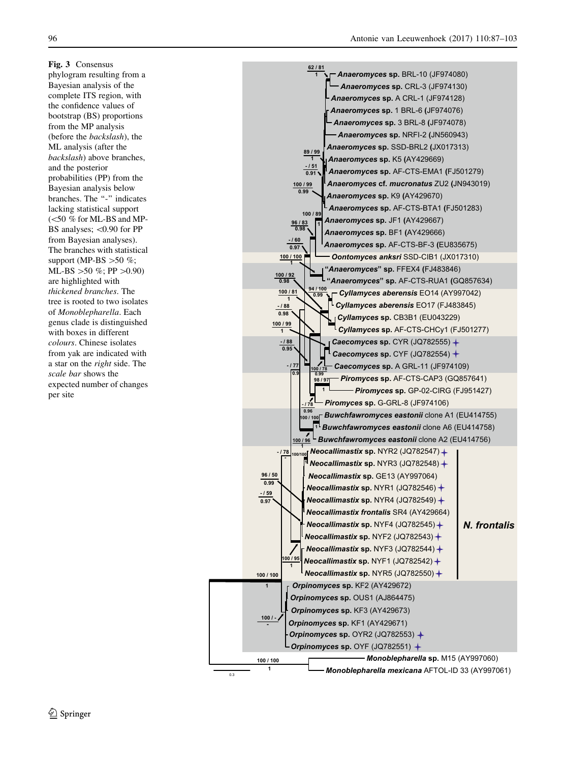**Fig. 3** Consensus phylogram resulting from a Bayesian analysis of the complete ITS region, with the confidence values of bootstrap (BS) proportions from the MP analysis (before the *backslash*), the ML analysis (after the *backslash*) above branches, and the posterior probabilities (PP) from the Bayesian analysis below branches. The "-" indicates lacking statistical support (<50 % for ML-BS and MP-BS analyses; <0.90 for PP from Bayesian analyses). The branches with statistical support (MP-BS >50 %; ML-BS >50 %; PP >0.90) are highlighted with *thickened branches*. The tree is rooted to two isolates of *Monoblepharella*. Each genus clade is distinguished with boxes in different *colours*. Chinese isolates from yak are indicated with a star on the *right* side. The *scale bar* shows the expected number of changes per site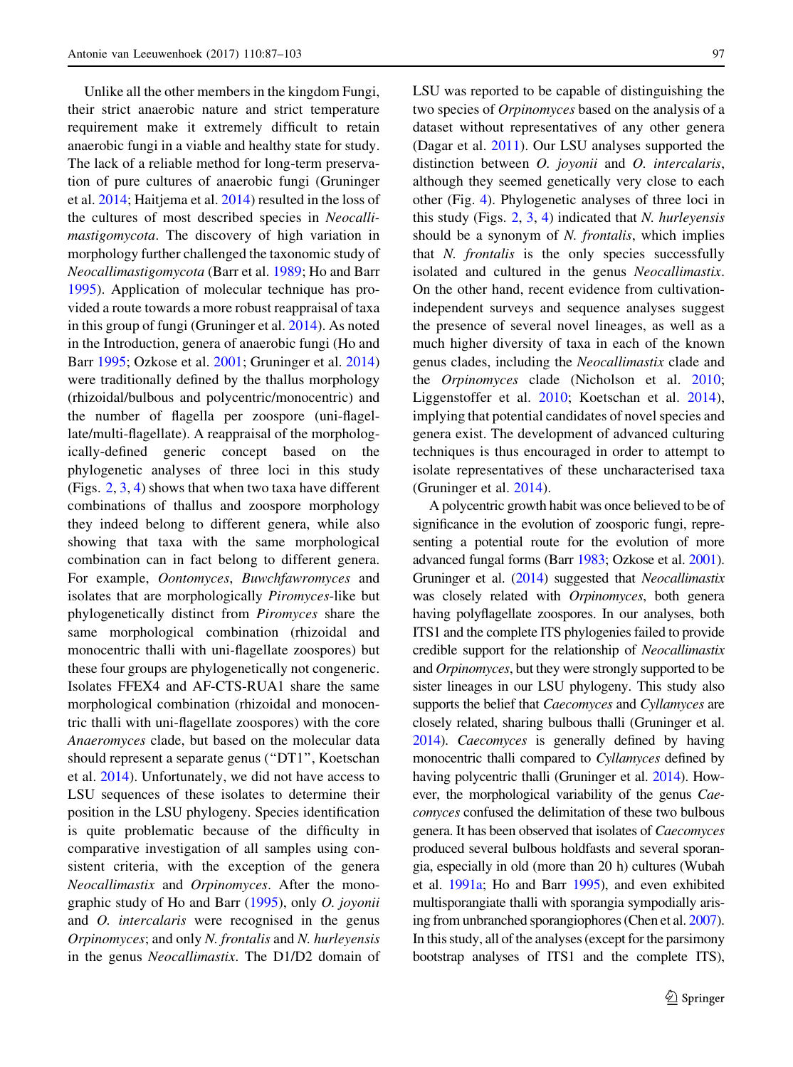Unlike all the other members in the kingdom Fungi, their strict anaerobic nature and strict temperature requirement make it extremely difficult to retain anaerobic fungi in a viable and healthy state for study. The lack of a reliable method for long-term preservation of pure cultures of anaerobic fungi (Gruninger et al. 2014; Haitjema et al. 2014) resulted in the loss of the cultures of most described species in *Neocallimastigomycota*. The discovery of high variation in morphology further challenged the taxonomic study of *Neocallimastigomycota* (Barr et al. 1989; Ho and Barr 1995). Application of molecular technique has provided a route towards a more robust reappraisal of taxa in this group of fungi (Gruninger et al. 2014). As noted in the Introduction, genera of anaerobic fungi (Ho and Barr 1995; Ozkose et al. 2001; Gruninger et al. 2014) were traditionally defined by the thallus morphology (rhizoidal/bulbous and polycentric/monocentric) and the number of flagella per zoospore (uni-flagellate/multi-flagellate). A reappraisal of the morphologically-defined generic concept based on the phylogenetic analyses of three loci in this study (Figs. 2, 3, 4) shows that when two taxa have different combinations of thallus and zoospore morphology they indeed belong to different genera, while also showing that taxa with the same morphological combination can in fact belong to different genera. For example, *Oontomyces*, *Buwchfawromyces* and isolates that are morphologically *Piromyces*-like but phylogenetically distinct from *Piromyces* share the same morphological combination (rhizoidal and monocentric thalli with uni-flagellate zoospores) but these four groups are phylogenetically not congeneric. Isolates FFEX4 and AF-CTS-RUA1 share the same morphological combination (rhizoidal and monocentric thalli with uni-flagellate zoospores) with the core *Anaeromyces* clade, but based on the molecular data should represent a separate genus ("DT1", Koetschan et al. 2014). Unfortunately, we did not have access to LSU sequences of these isolates to determine their position in the LSU phylogeny. Species identification is quite problematic because of the difficulty in comparative investigation of all samples using consistent criteria, with the exception of the genera *Neocallimastix* and *Orpinomyces*. After the monographic study of Ho and Barr (1995), only *O. joyonii* and *O. intercalaris* were recognised in the genus *Orpinomyces*; and only *N. frontalis* and *N. hurleyensis* in the genus *Neocallimastix*. The D1/D2 domain of LSU was reported to be capable of distinguishing the two species of *Orpinomyces* based on the analysis of a dataset without representatives of any other genera (Dagar et al. 2011). Our LSU analyses supported the distinction between *O. joyonii* and *O. intercalaris*, although they seemed genetically very close to each other (Fig. 4). Phylogenetic analyses of three loci in this study (Figs. 2, 3, 4) indicated that *N. hurleyensis* should be a synonym of *N. frontalis*, which implies that *N. frontalis* is the only species successfully isolated and cultured in the genus *Neocallimastix*. On the other hand, recent evidence from cultivation-independent surveys and sequence analyses suggest the presence of several novel lineages, as well as a much higher diversity of taxa in each of the known genus clades, including the *Neocallimastix* clade and the *Orpinomyces* clade (Nicholson et al. 2010; Liggenstoffer et al. 2010; Koetschan et al. 2014), implying that potential candidates of novel species and genera exist. The development of advanced culturing techniques is thus encouraged in order to attempt to isolate representatives of these uncharacterised taxa (Gruninger et al. 2014).

A polycentric growth habit was once believed to be of significance in the evolution of zoosporic fungi, representing a potential route for the evolution of more advanced fungal forms (Barr 1983; Ozkose et al. 2001). Gruninger et al. (2014) suggested that *Neocallimastix* was closely related with *Orpinomyces*, both genera having polyflagellate zoospores. In our analyses, both ITS1 and the complete ITS phylogenies failed to provide credible support for the relationship of *Neocallimastix* and *Orpinomyces*, but they were strongly supported to be sister lineages in our LSU phylogeny. This study also supports the belief that *Caecomyces* and *Cyllamyces* are closely related, sharing bulbous thalli (Gruninger et al. 2014). *Caecomyces* is generally defined by having monocentric thalli compared to *Cyllamyces* defined by having polycentric thalli (Gruninger et al. 2014). However, the morphological variability of the genus *Caecomyces* confused the delimitation of these two bulbous genera. It has been observed that isolates of *Caecomyces* produced several bulbous holdfasts and several sporangia, especially in old (more than 20 h) cultures (Wubah et al. 1991a; Ho and Barr 1995), and even exhibited multisporangiate thalli with sporangia sympodially arising from unbranched sporangiophores (Chen et al. 2007). In this study, all of the analyses (except for the parsimony bootstrap analyses of ITS1 and the complete ITS),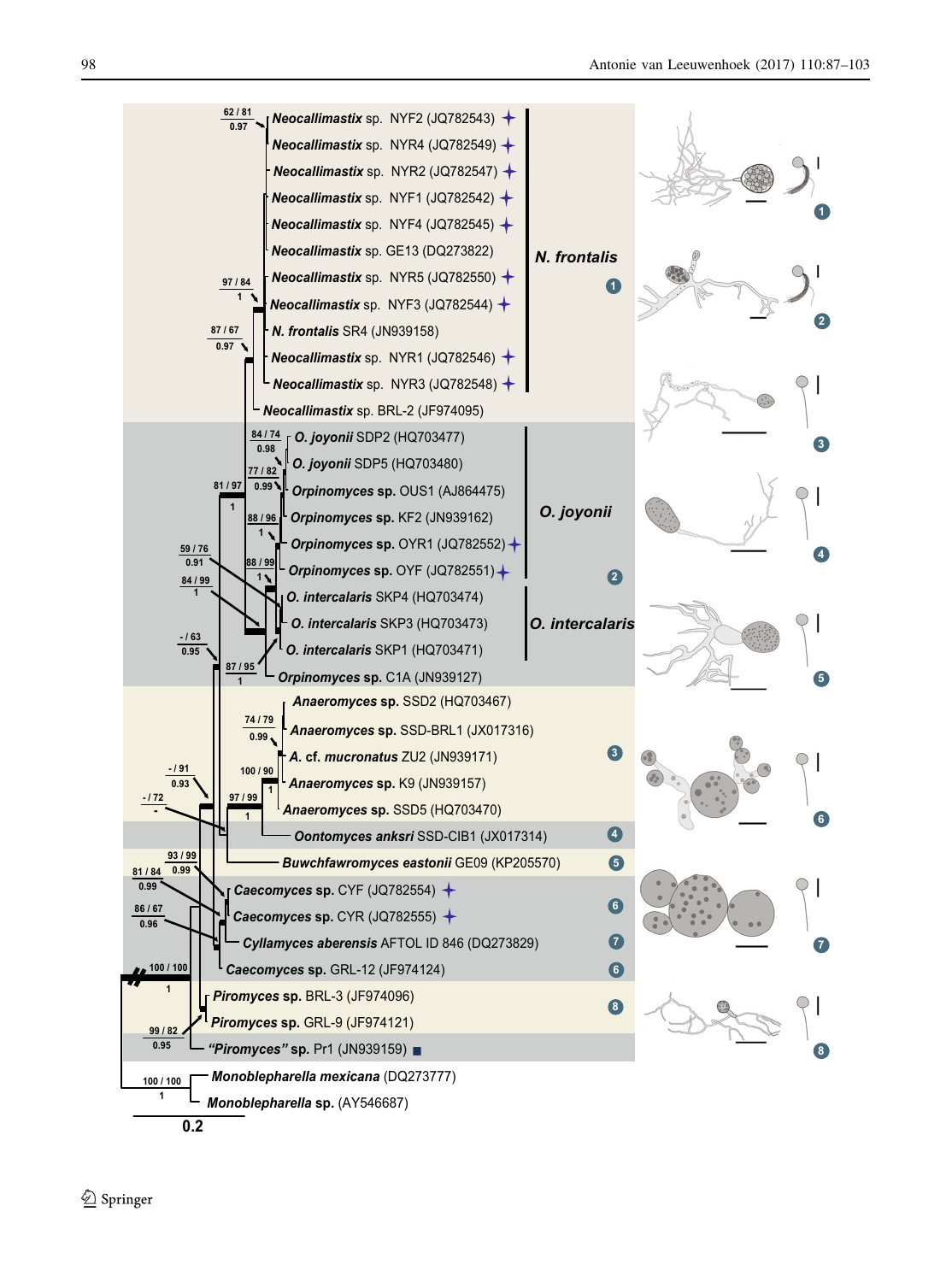Neocallimastix sp. NYF2 (JQ782543)

Neocallimastix sp. NYR4 (JQ782549)

Neocallimastix sp. NYR2 (JQ782547)

Neocallimastix sp. NYF1 (JQ782542)

Neocallimastix sp. NYF4 (JQ782545)

Neocallimastix sp. GE13 (DQ273822)

Neocallimastix sp. NYR5 (JQ782550)

Neocallimastix sp. NYF3 (JQ782544)

N. frontalis SR4 (JN939158)

Neocallimastix sp. NYR1 (JQ782546)

Neocallimastix sp. NYR3 (JQ782548)

Neocallimastix sp. BRL-2 (JF974095)

**N. frontalis** 1

O. joyonii SDP2 (HQ703477)

O. joyonii SDP5 (HQ703480)

Orpinomyces sp. OUS1 (AJ864475)

Orpinomyces sp. KF2 (JN939162)

Orpinomyces sp. OYR1 (JQ782552)

Orpinomyces sp. OYF (JQ782551)

O. intercalaris SKP4 (HQ703474)

O. intercalaris SKP3 (HQ703473)

O. intercalaris SKP1 (HQ703471)

Orpinomyces sp. C1A (JN939127)

**O. joyonii** **O. intercalaris** 2

Anaeromyces sp. SSD2 (HQ703467)

Anaeromyces sp. SSD-BRL1 (JX017316)

A. cf. mucronatus ZU2 (JN939171)

Anaeromyces sp. K9 (JN939157)

Anaeromyces sp. SSD5 (HQ703470) 3

Oontomyces anksri SSD-CIB1 (JX017314) 4

Buwchfawromyces eastonii GE09 (KP205570) 5

Caecomyces sp. CYF (JQ782554) 6

Caecomyces sp. CYR (JQ782555)

Cyllamyces aberensis AFTOL ID 846 (DQ273829) 7

Caecomyces sp. GRL-12 (JF974124) 6

Piromyces sp. BRL-3 (JF974096) 8

Piromyces sp. GRL-9 (JF974121)

"Piromyces" sp. Pr1 (JN939159)

Monoblepharella mexicana (DQ273777)

Monoblepharella sp. (AY546687)

Support values: 62/81, 0.97; 97/84, 1; 87/67, 0.97; 84/74, 0.98; 77/82, 0.99; 81/97, 1; 88/96, 1; 59/76, 0.91; 88/99, 1; 84/99, 1; -/63, 0.95; 87/95, 1; 74/79, 0.99; 100/90, 1; -/91, 0.93; 97/99, 1; -/72, -; 93/99, 0.99; 81/84, 0.99; 86/67, 0.96; 100/100, 1; 99/82, 0.95; 100/100, 1

0.2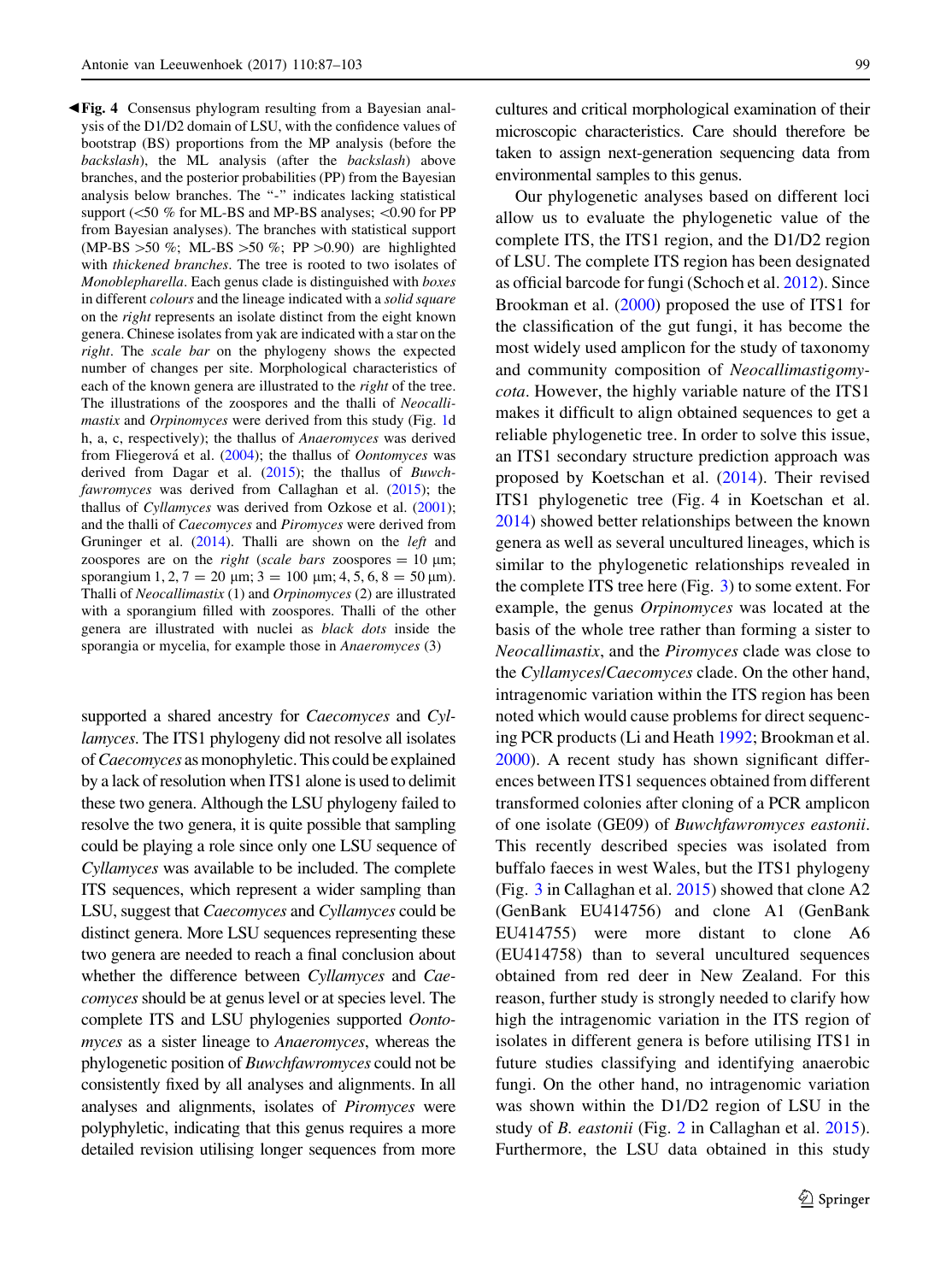◀**Fig. 4** Consensus phylogram resulting from a Bayesian analysis of the D1/D2 domain of LSU, with the confidence values of bootstrap (BS) proportions from the MP analysis (before the *backslash*), the ML analysis (after the *backslash*) above branches, and the posterior probabilities (PP) from the Bayesian analysis below branches. The "-" indicates lacking statistical support (<50 % for ML-BS and MP-BS analyses; <0.90 for PP from Bayesian analyses). The branches with statistical support (MP-BS >50 %; ML-BS >50 %; PP >0.90) are highlighted with *thickened branches*. The tree is rooted to two isolates of *Monoblepharella*. Each genus clade is distinguished with *boxes* in different *colours* and the lineage indicated with a *solid square* on the *right* represents an isolate distinct from the eight known genera. Chinese isolates from yak are indicated with a star on the *right*. The *scale bar* on the phylogeny shows the expected number of changes per site. Morphological characteristics of each of the known genera are illustrated to the *right* of the tree. The illustrations of the zoospores and the thalli of *Neocallimastix* and *Orpinomyces* were derived from this study (Fig. 1d h, a, c, respectively); the thallus of *Anaeromyces* was derived from Fliegerová et al. (2004); the thallus of *Oontomyces* was derived from Dagar et al. (2015); the thallus of *Buwchfawromyces* was derived from Callaghan et al. (2015); the thallus of *Cyllamyces* was derived from Ozkose et al. (2001); and the thalli of *Caecomyces* and *Piromyces* were derived from Gruninger et al. (2014). Thalli are shown on the *left* and zoospores are on the *right* (*scale bars* zoospores = 10 μm; sporangium 1, 2, 7 = 20 μm; 3 = 100 μm; 4, 5, 6, 8 = 50 μm). Thalli of *Neocallimastix* (1) and *Orpinomyces* (2) are illustrated with a sporangium filled with zoospores. Thalli of the other genera are illustrated with nuclei as *black dots* inside the sporangia or mycelia, for example those in *Anaeromyces* (3)

supported a shared ancestry for *Caecomyces* and *Cyllamyces*. The ITS1 phylogeny did not resolve all isolates of *Caecomyces* as monophyletic. This could be explained by a lack of resolution when ITS1 alone is used to delimit these two genera. Although the LSU phylogeny failed to resolve the two genera, it is quite possible that sampling could be playing a role since only one LSU sequence of *Cyllamyces* was available to be included. The complete ITS sequences, which represent a wider sampling than LSU, suggest that *Caecomyces* and *Cyllamyces* could be distinct genera. More LSU sequences representing these two genera are needed to reach a final conclusion about whether the difference between *Cyllamyces* and *Caecomyces* should be at genus level or at species level. The complete ITS and LSU phylogenies supported *Oontomyces* as a sister lineage to *Anaeromyces*, whereas the phylogenetic position of *Buwchfawromyces* could not be consistently fixed by all analyses and alignments. In all analyses and alignments, isolates of *Piromyces* were polyphyletic, indicating that this genus requires a more detailed revision utilising longer sequences from more cultures and critical morphological examination of their microscopic characteristics. Care should therefore be taken to assign next-generation sequencing data from environmental samples to this genus.

Our phylogenetic analyses based on different loci allow us to evaluate the phylogenetic value of the complete ITS, the ITS1 region, and the D1/D2 region of LSU. The complete ITS region has been designated as official barcode for fungi (Schoch et al. 2012). Since Brookman et al. (2000) proposed the use of ITS1 for the classification of the gut fungi, it has become the most widely used amplicon for the study of taxonomy and community composition of *Neocallimastigomycota*. However, the highly variable nature of the ITS1 makes it difficult to align obtained sequences to get a reliable phylogenetic tree. In order to solve this issue, an ITS1 secondary structure prediction approach was proposed by Koetschan et al. (2014). Their revised ITS1 phylogenetic tree (Fig. 4 in Koetschan et al. 2014) showed better relationships between the known genera as well as several uncultured lineages, which is similar to the phylogenetic relationships revealed in the complete ITS tree here (Fig. 3) to some extent. For example, the genus *Orpinomyces* was located at the basis of the whole tree rather than forming a sister to *Neocallimastix*, and the *Piromyces* clade was close to the *Cyllamyces*/*Caecomyces* clade. On the other hand, intragenomic variation within the ITS region has been noted which would cause problems for direct sequencing PCR products (Li and Heath 1992; Brookman et al. 2000). A recent study has shown significant differences between ITS1 sequences obtained from different transformed colonies after cloning of a PCR amplicon of one isolate (GE09) of *Buwchfawromyces eastonii*. This recently described species was isolated from buffalo faeces in west Wales, but the ITS1 phylogeny (Fig. 3 in Callaghan et al. 2015) showed that clone A2 (GenBank EU414756) and clone A1 (GenBank EU414755) were more distant to clone A6 (EU414758) than to several uncultured sequences obtained from red deer in New Zealand. For this reason, further study is strongly needed to clarify how high the intragenomic variation in the ITS region of isolates in different genera is before utilising ITS1 in future studies classifying and identifying anaerobic fungi. On the other hand, no intragenomic variation was shown within the D1/D2 region of LSU in the study of *B. eastonii* (Fig. 2 in Callaghan et al. 2015). Furthermore, the LSU data obtained in this study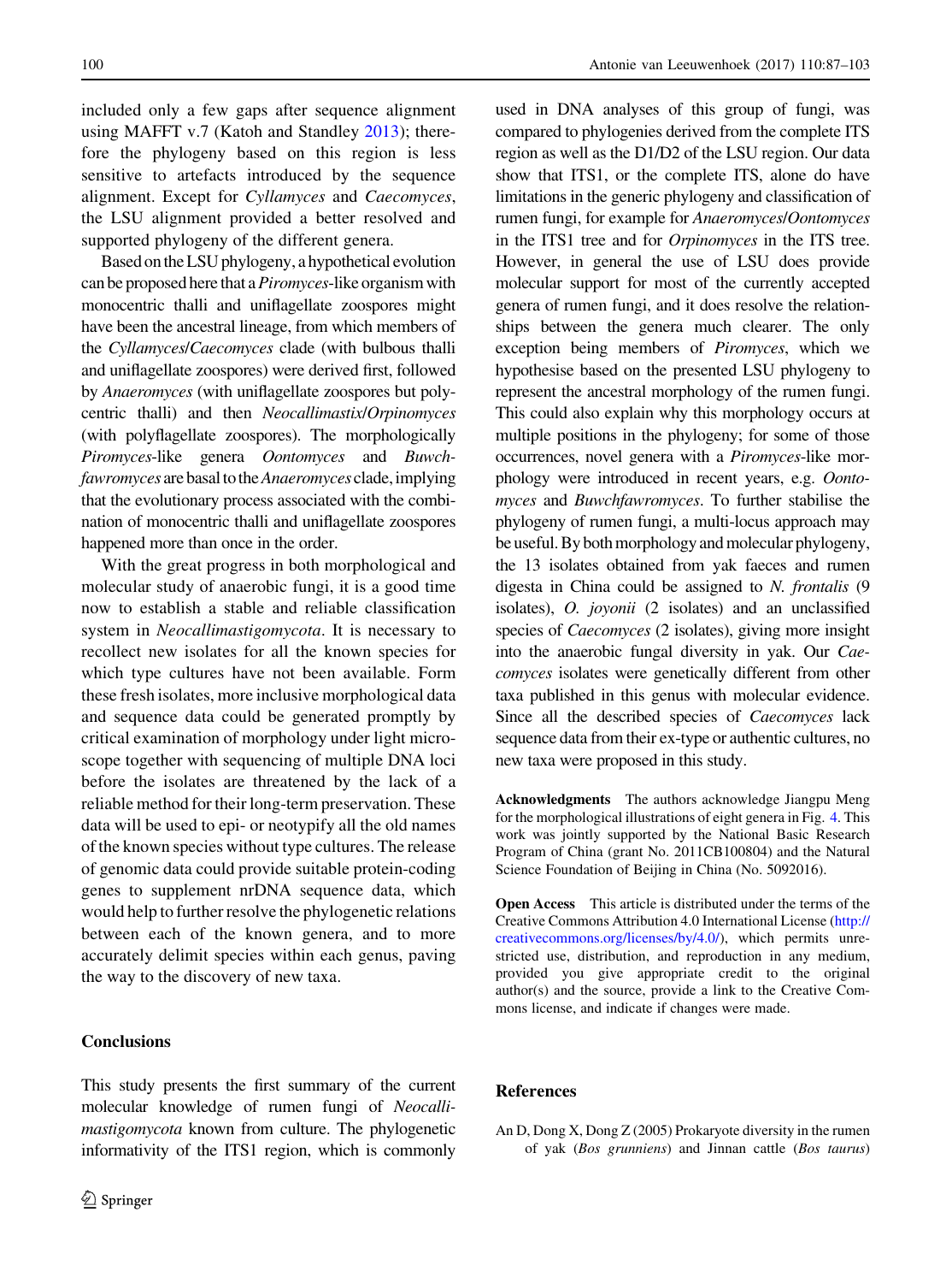included only a few gaps after sequence alignment using MAFFT v.7 (Katoh and Standley 2013); therefore the phylogeny based on this region is less sensitive to artefacts introduced by the sequence alignment. Except for *Cyllamyces* and *Caecomyces*, the LSU alignment provided a better resolved and supported phylogeny of the different genera.

Based on the LSU phylogeny, a hypothetical evolution can be proposed here that a *Piromyces*-like organism with monocentric thalli and uniflagellate zoospores might have been the ancestral lineage, from which members of the *Cyllamyces*/*Caecomyces* clade (with bulbous thalli and uniflagellate zoospores) were derived first, followed by *Anaeromyces* (with uniflagellate zoospores but polycentric thalli) and then *Neocallimastix*/*Orpinomyces* (with polyflagellate zoospores). The morphologically *Piromyces*-like genera *Oontomyces* and *Buwchfawromyces* are basal to the *Anaeromyces* clade, implying that the evolutionary process associated with the combination of monocentric thalli and uniflagellate zoospores happened more than once in the order.

With the great progress in both morphological and molecular study of anaerobic fungi, it is a good time now to establish a stable and reliable classification system in *Neocallimastigomycota*. It is necessary to recollect new isolates for all the known species for which type cultures have not been available. Form these fresh isolates, more inclusive morphological data and sequence data could be generated promptly by critical examination of morphology under light microscope together with sequencing of multiple DNA loci before the isolates are threatened by the lack of a reliable method for their long-term preservation. These data will be used to epi- or neotypify all the old names of the known species without type cultures. The release of genomic data could provide suitable protein-coding genes to supplement nrDNA sequence data, which would help to further resolve the phylogenetic relations between each of the known genera, and to more accurately delimit species within each genus, paving the way to the discovery of new taxa.

## Conclusions

This study presents the first summary of the current molecular knowledge of rumen fungi of *Neocallimastigomycota* known from culture. The phylogenetic informativity of the ITS1 region, which is commonly used in DNA analyses of this group of fungi, was compared to phylogenies derived from the complete ITS region as well as the D1/D2 of the LSU region. Our data show that ITS1, or the complete ITS, alone do have limitations in the generic phylogeny and classification of rumen fungi, for example for *Anaeromyces*/*Oontomyces* in the ITS1 tree and for *Orpinomyces* in the ITS tree. However, in general the use of LSU does provide molecular support for most of the currently accepted genera of rumen fungi, and it does resolve the relationships between the genera much clearer. The only exception being members of *Piromyces*, which we hypothesise based on the presented LSU phylogeny to represent the ancestral morphology of the rumen fungi. This could also explain why this morphology occurs at multiple positions in the phylogeny; for some of those occurrences, novel genera with a *Piromyces*-like morphology were introduced in recent years, e.g. *Oontomyces* and *Buwchfawromyces*. To further stabilise the phylogeny of rumen fungi, a multi-locus approach may be useful. By both morphology and molecular phylogeny, the 13 isolates obtained from yak faeces and rumen digesta in China could be assigned to *N. frontalis* (9 isolates), *O. joyonii* (2 isolates) and an unclassified species of *Caecomyces* (2 isolates), giving more insight into the anaerobic fungal diversity in yak. Our *Caecomyces* isolates were genetically different from other taxa published in this genus with molecular evidence. Since all the described species of *Caecomyces* lack sequence data from their ex-type or authentic cultures, no new taxa were proposed in this study.

**Acknowledgments** The authors acknowledge Jiangpu Meng for the morphological illustrations of eight genera in Fig. 4. This work was jointly supported by the National Basic Research Program of China (grant No. 2011CB100804) and the Natural Science Foundation of Beijing in China (No. 5092016).

**Open Access** This article is distributed under the terms of the Creative Commons Attribution 4.0 International License (http://creativecommons.org/licenses/by/4.0/), which permits unrestricted use, distribution, and reproduction in any medium, provided you give appropriate credit to the original author(s) and the source, provide a link to the Creative Commons license, and indicate if changes were made.

## References

An D, Dong X, Dong Z (2005) Prokaryote diversity in the rumen of yak (*Bos grunniens*) and Jinnan cattle (*Bos taurus*)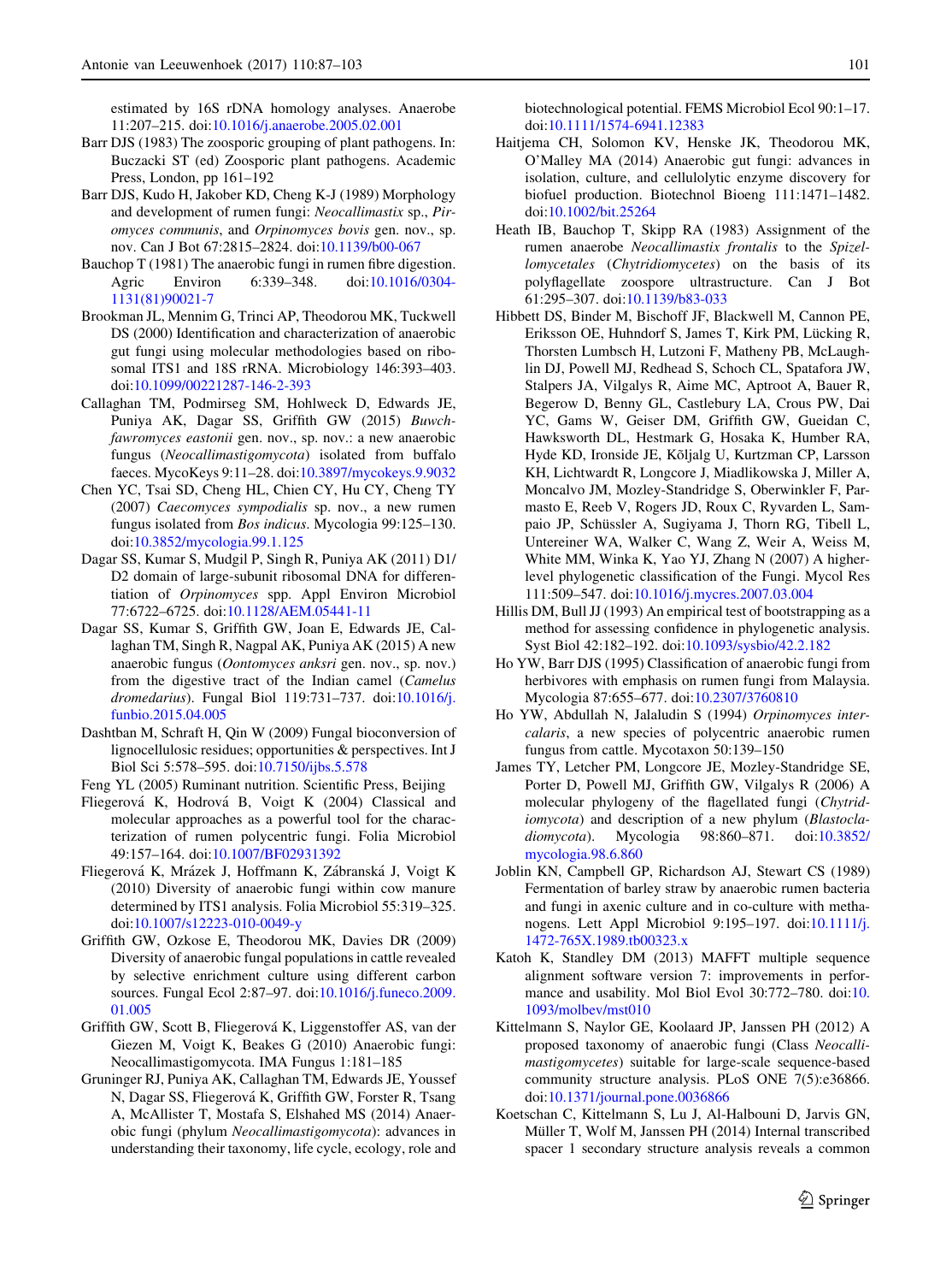estimated by 16S rDNA homology analyses. Anaerobe 11:207–215. doi:10.1016/j.anaerobe.2005.02.001

Barr DJS (1983) The zoosporic grouping of plant pathogens. In: Buczacki ST (ed) Zoosporic plant pathogens. Academic Press, London, pp 161–192

Barr DJS, Kudo H, Jakober KD, Cheng K-J (1989) Morphology and development of rumen fungi: *Neocallimastix* sp., *Piromyces communis*, and *Orpinomyces bovis* gen. nov., sp. nov. Can J Bot 67:2815–2824. doi:10.1139/b00-067

Bauchop T (1981) The anaerobic fungi in rumen fibre digestion. Agric Environ 6:339–348. doi:10.1016/0304-1131(81)90021-7

Brookman JL, Mennim G, Trinci AP, Theodorou MK, Tuckwell DS (2000) Identification and characterization of anaerobic gut fungi using molecular methodologies based on ribosomal ITS1 and 18S rRNA. Microbiology 146:393–403. doi:10.1099/00221287-146-2-393

Callaghan TM, Podmirseg SM, Hohlweck D, Edwards JE, Puniya AK, Dagar SS, Griffith GW (2015) *Buwchfawromyces eastonii* gen. nov., sp. nov.: a new anaerobic fungus (*Neocallimastigomycota*) isolated from buffalo faeces. MycoKeys 9:11–28. doi:10.3897/mycokeys.9.9032

Chen YC, Tsai SD, Cheng HL, Chien CY, Hu CY, Cheng TY (2007) *Caecomyces sympodialis* sp. nov., a new rumen fungus isolated from *Bos indicus*. Mycologia 99:125–130. doi:10.3852/mycologia.99.1.125

Dagar SS, Kumar S, Mudgil P, Singh R, Puniya AK (2011) D1/D2 domain of large-subunit ribosomal DNA for differentiation of *Orpinomyces* spp. Appl Environ Microbiol 77:6722–6725. doi:10.1128/AEM.05441-11

Dagar SS, Kumar S, Griffith GW, Edwards JE, Callaghan TM, Singh R, Nagpal AK, Puniya AK (2015) A new anaerobic fungus (*Oontomyces anksri* gen. nov., sp. nov.) from the digestive tract of the Indian camel (*Camelus dromedarius*). Fungal Biol 119:731–737. doi:10.1016/j.funbio.2015.04.005

Dashtban M, Schraft H, Qin W (2009) Fungal bioconversion of lignocellulosic residues; opportunities & perspectives. Int J Biol Sci 5:578–595. doi:10.7150/ijbs.5.578

Feng YL (2005) Ruminant nutrition. Scientific Press, Beijing

Fliegerová K, Hodrová B, Voigt K (2004) Classical and molecular approaches as a powerful tool for the characterization of rumen polycentric fungi. Folia Microbiol 49:157–164. doi:10.1007/BF02931392

Fliegerová K, Mrázek J, Hoffmann K, Zábranská J, Voigt K (2010) Diversity of anaerobic fungi within cow manure determined by ITS1 analysis. Folia Microbiol 55:319–325. doi:10.1007/s12223-010-0049-y

Griffith GW, Ozkose E, Theodorou MK, Davies DR (2009) Diversity of anaerobic fungal populations in cattle revealed by selective enrichment culture using different carbon sources. Fungal Ecol 2:87–97. doi:10.1016/j.funeco.2009.01.005

Griffith GW, Scott B, Fliegerová K, Liggenstoffer AS, van der Giezen M, Voigt K, Beakes G (2010) Anaerobic fungi: Neocallimastigomycota. IMA Fungus 1:181–185

Gruninger RJ, Puniya AK, Callaghan TM, Edwards JE, Youssef N, Dagar SS, Fliegerová K, Griffith GW, Forster R, Tsang A, McAllister T, Mostafa S, Elshahed MS (2014) Anaerobic fungi (phylum *Neocallimastigomycota*): advances in understanding their taxonomy, life cycle, ecology, role and biotechnological potential. FEMS Microbiol Ecol 90:1–17. doi:10.1111/1574-6941.12383

Haitjema CH, Solomon KV, Henske JK, Theodorou MK, O'Malley MA (2014) Anaerobic gut fungi: advances in isolation, culture, and cellulolytic enzyme discovery for biofuel production. Biotechnol Bioeng 111:1471–1482. doi:10.1002/bit.25264

Heath IB, Bauchop T, Skipp RA (1983) Assignment of the rumen anaerobe *Neocallimastix frontalis* to the *Spizellomycetales* (*Chytridiomycetes*) on the basis of its polyflagellate zoospore ultrastructure. Can J Bot 61:295–307. doi:10.1139/b83-033

Hibbett DS, Binder M, Bischoff JF, Blackwell M, Cannon PE, Eriksson OE, Huhndorf S, James T, Kirk PM, Lücking R, Thorsten Lumbsch H, Lutzoni F, Matheny PB, McLaughlin DJ, Powell MJ, Redhead S, Schoch CL, Spatafora JW, Stalpers JA, Vilgalys R, Aime MC, Aptroot A, Bauer R, Begerow D, Benny GL, Castlebury LA, Crous PW, Dai YC, Gams W, Geiser DM, Griffith GW, Gueidan C, Hawksworth DL, Hestmark G, Hosaka K, Humber RA, Hyde KD, Ironside JE, Kõljalg U, Kurtzman CP, Larsson KH, Lichtwardt R, Longcore J, Miadlikowska J, Miller A, Moncalvo JM, Mozley-Standridge S, Oberwinkler F, Parmasto E, Reeb V, Rogers JD, Roux C, Ryvarden L, Sampaio JP, Schüssler A, Sugiyama J, Thorn RG, Tibell L, Untereiner WA, Walker C, Wang Z, Weir A, Weiss M, White MM, Winka K, Yao YJ, Zhang N (2007) A higher-level phylogenetic classification of the Fungi. Mycol Res 111:509–547. doi:10.1016/j.mycres.2007.03.004

Hillis DM, Bull JJ (1993) An empirical test of bootstrapping as a method for assessing confidence in phylogenetic analysis. Syst Biol 42:182–192. doi:10.1093/sysbio/42.2.182

Ho YW, Barr DJS (1995) Classification of anaerobic fungi from herbivores with emphasis on rumen fungi from Malaysia. Mycologia 87:655–677. doi:10.2307/3760810

Ho YW, Abdullah N, Jalaludin S (1994) *Orpinomyces intercalaris*, a new species of polycentric anaerobic rumen fungus from cattle. Mycotaxon 50:139–150

James TY, Letcher PM, Longcore JE, Mozley-Standridge SE, Porter D, Powell MJ, Griffith GW, Vilgalys R (2006) A molecular phylogeny of the flagellated fungi (*Chytridiomycota*) and description of a new phylum (*Blastocladiomycota*). Mycologia 98:860–871. doi:10.3852/mycologia.98.6.860

Joblin KN, Campbell GP, Richardson AJ, Stewart CS (1989) Fermentation of barley straw by anaerobic rumen bacteria and fungi in axenic culture and in co-culture with methanogens. Lett Appl Microbiol 9:195–197. doi:10.1111/j.1472-765X.1989.tb00323.x

Katoh K, Standley DM (2013) MAFFT multiple sequence alignment software version 7: improvements in performance and usability. Mol Biol Evol 30:772–780. doi:10.1093/molbev/mst010

Kittelmann S, Naylor GE, Koolaard JP, Janssen PH (2012) A proposed taxonomy of anaerobic fungi (Class *Neocallimastigomycetes*) suitable for large-scale sequence-based community structure analysis. PLoS ONE 7(5):e36866. doi:10.1371/journal.pone.0036866

Koetschan C, Kittelmann S, Lu J, Al-Halbouni D, Jarvis GN, Müller T, Wolf M, Janssen PH (2014) Internal transcribed spacer 1 secondary structure analysis reveals a common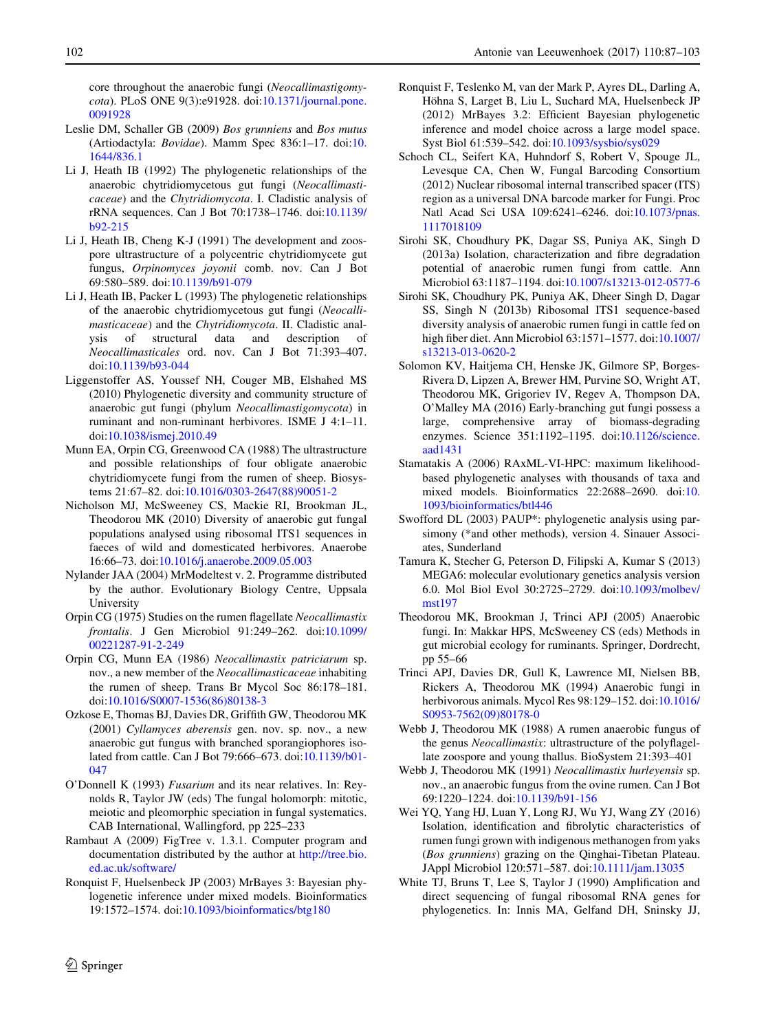core throughout the anaerobic fungi (*Neocallimastigomycota*). PLoS ONE 9(3):e91928. doi:10.1371/journal.pone.0091928

Leslie DM, Schaller GB (2009) *Bos grunniens* and *Bos mutus* (Artiodactyla: *Bovidae*). Mamm Spec 836:1–17. doi:10.1644/836.1

Li J, Heath IB (1992) The phylogenetic relationships of the anaerobic chytridiomycetous gut fungi (*Neocallimasticaceae*) and the *Chytridiomycota*. I. Cladistic analysis of rRNA sequences. Can J Bot 70:1738–1746. doi:10.1139/b92-215

Li J, Heath IB, Cheng K-J (1991) The development and zoospore ultrastructure of a polycentric chytridiomycete gut fungus, *Orpinomyces joyonii* comb. nov. Can J Bot 69:580–589. doi:10.1139/b91-079

Li J, Heath IB, Packer L (1993) The phylogenetic relationships of the anaerobic chytridiomycetous gut fungi (*Neocallimasticaceae*) and the *Chytridiomycota*. II. Cladistic analysis of structural data and description of *Neocallimasticales* ord. nov. Can J Bot 71:393–407. doi:10.1139/b93-044

Liggenstoffer AS, Youssef NH, Couger MB, Elshahed MS (2010) Phylogenetic diversity and community structure of anaerobic gut fungi (phylum *Neocallimastigomycota*) in ruminant and non-ruminant herbivores. ISME J 4:1–11. doi:10.1038/ismej.2010.49

Munn EA, Orpin CG, Greenwood CA (1988) The ultrastructure and possible relationships of four obligate anaerobic chytridiomycete fungi from the rumen of sheep. Biosystems 21:67–82. doi:10.1016/0303-2647(88)90051-2

Nicholson MJ, McSweeney CS, Mackie RI, Brookman JL, Theodorou MK (2010) Diversity of anaerobic gut fungal populations analysed using ribosomal ITS1 sequences in faeces of wild and domesticated herbivores. Anaerobe 16:66–73. doi:10.1016/j.anaerobe.2009.05.003

Nylander JAA (2004) MrModeltest v. 2. Programme distributed by the author. Evolutionary Biology Centre, Uppsala University

Orpin CG (1975) Studies on the rumen flagellate *Neocallimastix frontalis*. J Gen Microbiol 91:249–262. doi:10.1099/00221287-91-2-249

Orpin CG, Munn EA (1986) *Neocallimastix patriciarum* sp. nov., a new member of the *Neocallimasticaceae* inhabiting the rumen of sheep. Trans Br Mycol Soc 86:178–181. doi:10.1016/S0007-1536(86)80138-3

Ozkose E, Thomas BJ, Davies DR, Griffith GW, Theodorou MK (2001) *Cyllamyces aberensis* gen. nov. sp. nov., a new anaerobic gut fungus with branched sporangiophores isolated from cattle. Can J Bot 79:666–673. doi:10.1139/b01-047

O'Donnell K (1993) *Fusarium* and its near relatives. In: Reynolds R, Taylor JW (eds) The fungal holomorph: mitotic, meiotic and pleomorphic speciation in fungal systematics. CAB International, Wallingford, pp 225–233

Rambaut A (2009) FigTree v. 1.3.1. Computer program and documentation distributed by the author at http://tree.bio.ed.ac.uk/software/

Ronquist F, Huelsenbeck JP (2003) MrBayes 3: Bayesian phylogenetic inference under mixed models. Bioinformatics 19:1572–1574. doi:10.1093/bioinformatics/btg180

Ronquist F, Teslenko M, van der Mark P, Ayres DL, Darling A, Höhna S, Larget B, Liu L, Suchard MA, Huelsenbeck JP (2012) MrBayes 3.2: Efficient Bayesian phylogenetic inference and model choice across a large model space. Syst Biol 61:539–542. doi:10.1093/sysbio/sys029

Schoch CL, Seifert KA, Huhndorf S, Robert V, Spouge JL, Levesque CA, Chen W, Fungal Barcoding Consortium (2012) Nuclear ribosomal internal transcribed spacer (ITS) region as a universal DNA barcode marker for Fungi. Proc Natl Acad Sci USA 109:6241–6246. doi:10.1073/pnas.1117018109

Sirohi SK, Choudhury PK, Dagar SS, Puniya AK, Singh D (2013a) Isolation, characterization and fibre degradation potential of anaerobic rumen fungi from cattle. Ann Microbiol 63:1187–1194. doi:10.1007/s13213-012-0577-6

Sirohi SK, Choudhury PK, Puniya AK, Dheer Singh D, Dagar SS, Singh N (2013b) Ribosomal ITS1 sequence-based diversity analysis of anaerobic rumen fungi in cattle fed on high fiber diet. Ann Microbiol 63:1571–1577. doi:10.1007/s13213-013-0620-2

Solomon KV, Haitjema CH, Henske JK, Gilmore SP, Borges-Rivera D, Lipzen A, Brewer HM, Purvine SO, Wright AT, Theodorou MK, Grigoriev IV, Regev A, Thompson DA, O'Malley MA (2016) Early-branching gut fungi possess a large, comprehensive array of biomass-degrading enzymes. Science 351:1192–1195. doi:10.1126/science.aad1431

Stamatakis A (2006) RAxML-VI-HPC: maximum likelihood-based phylogenetic analyses with thousands of taxa and mixed models. Bioinformatics 22:2688–2690. doi:10.1093/bioinformatics/btl446

Swofford DL (2003) PAUP*: phylogenetic analysis using parsimony (*and other methods), version 4. Sinauer Associates, Sunderland

Tamura K, Stecher G, Peterson D, Filipski A, Kumar S (2013) MEGA6: molecular evolutionary genetics analysis version 6.0. Mol Biol Evol 30:2725–2729. doi:10.1093/molbev/mst197

Theodorou MK, Brookman J, Trinci APJ (2005) Anaerobic fungi. In: Makkar HPS, McSweeney CS (eds) Methods in gut microbial ecology for ruminants. Springer, Dordrecht, pp 55–66

Trinci APJ, Davies DR, Gull K, Lawrence MI, Nielsen BB, Rickers A, Theodorou MK (1994) Anaerobic fungi in herbivorous animals. Mycol Res 98:129–152. doi:10.1016/S0953-7562(09)80178-0

Webb J, Theodorou MK (1988) A rumen anaerobic fungus of the genus *Neocallimastix*: ultrastructure of the polyflagellate zoospore and young thallus. BioSystem 21:393–401

Webb J, Theodorou MK (1991) *Neocallimastix hurleyensis* sp. nov., an anaerobic fungus from the ovine rumen. Can J Bot 69:1220–1224. doi:10.1139/b91-156

Wei YQ, Yang HJ, Luan Y, Long RJ, Wu YJ, Wang ZY (2016) Isolation, identification and fibrolytic characteristics of rumen fungi grown with indigenous methanogen from yaks (*Bos grunniens*) grazing on the Qinghai-Tibetan Plateau. JAppl Microbiol 120:571–587. doi:10.1111/jam.13035

White TJ, Bruns T, Lee S, Taylor J (1990) Amplification and direct sequencing of fungal ribosomal RNA genes for phylogenetics. In: Innis MA, Gelfand DH, Sninsky JJ,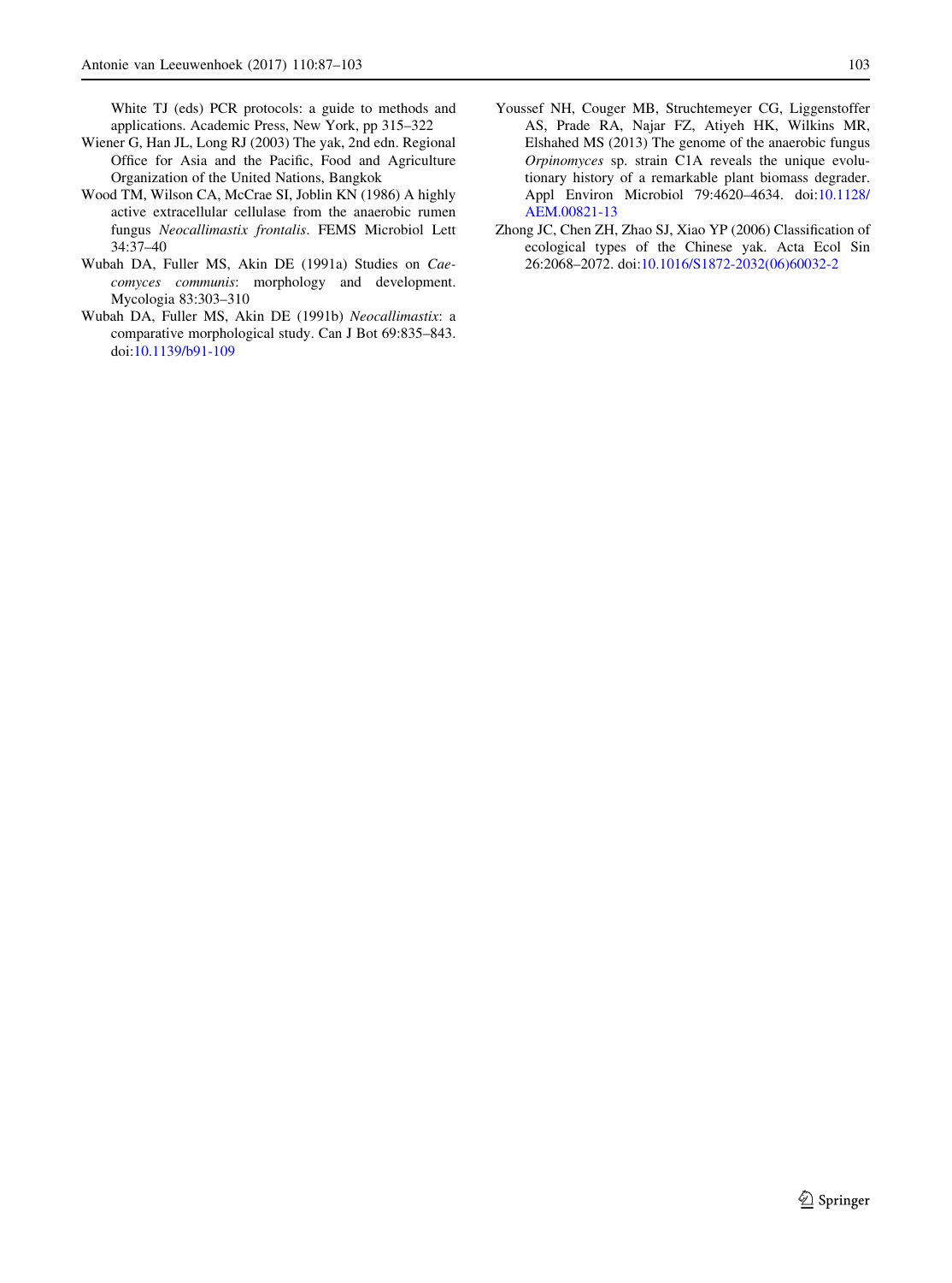White TJ (eds) PCR protocols: a guide to methods and applications. Academic Press, New York, pp 315–322

Wiener G, Han JL, Long RJ (2003) The yak, 2nd edn. Regional Office for Asia and the Pacific, Food and Agriculture Organization of the United Nations, Bangkok

Wood TM, Wilson CA, McCrae SI, Joblin KN (1986) A highly active extracellular cellulase from the anaerobic rumen fungus *Neocallimastix frontalis*. FEMS Microbiol Lett 34:37–40

Wubah DA, Fuller MS, Akin DE (1991a) Studies on *Caecomyces communis*: morphology and development. Mycologia 83:303–310

Wubah DA, Fuller MS, Akin DE (1991b) *Neocallimastix*: a comparative morphological study. Can J Bot 69:835–843. doi:10.1139/b91-109

Youssef NH, Couger MB, Struchtemeyer CG, Liggenstoffer AS, Prade RA, Najar FZ, Atiyeh HK, Wilkins MR, Elshahed MS (2013) The genome of the anaerobic fungus *Orpinomyces* sp. strain C1A reveals the unique evolutionary history of a remarkable plant biomass degrader. Appl Environ Microbiol 79:4620–4634. doi:10.1128/AEM.00821-13

Zhong JC, Chen ZH, Zhao SJ, Xiao YP (2006) Classification of ecological types of the Chinese yak. Acta Ecol Sin 26:2068–2072. doi:10.1016/S1872-2032(06)60032-2